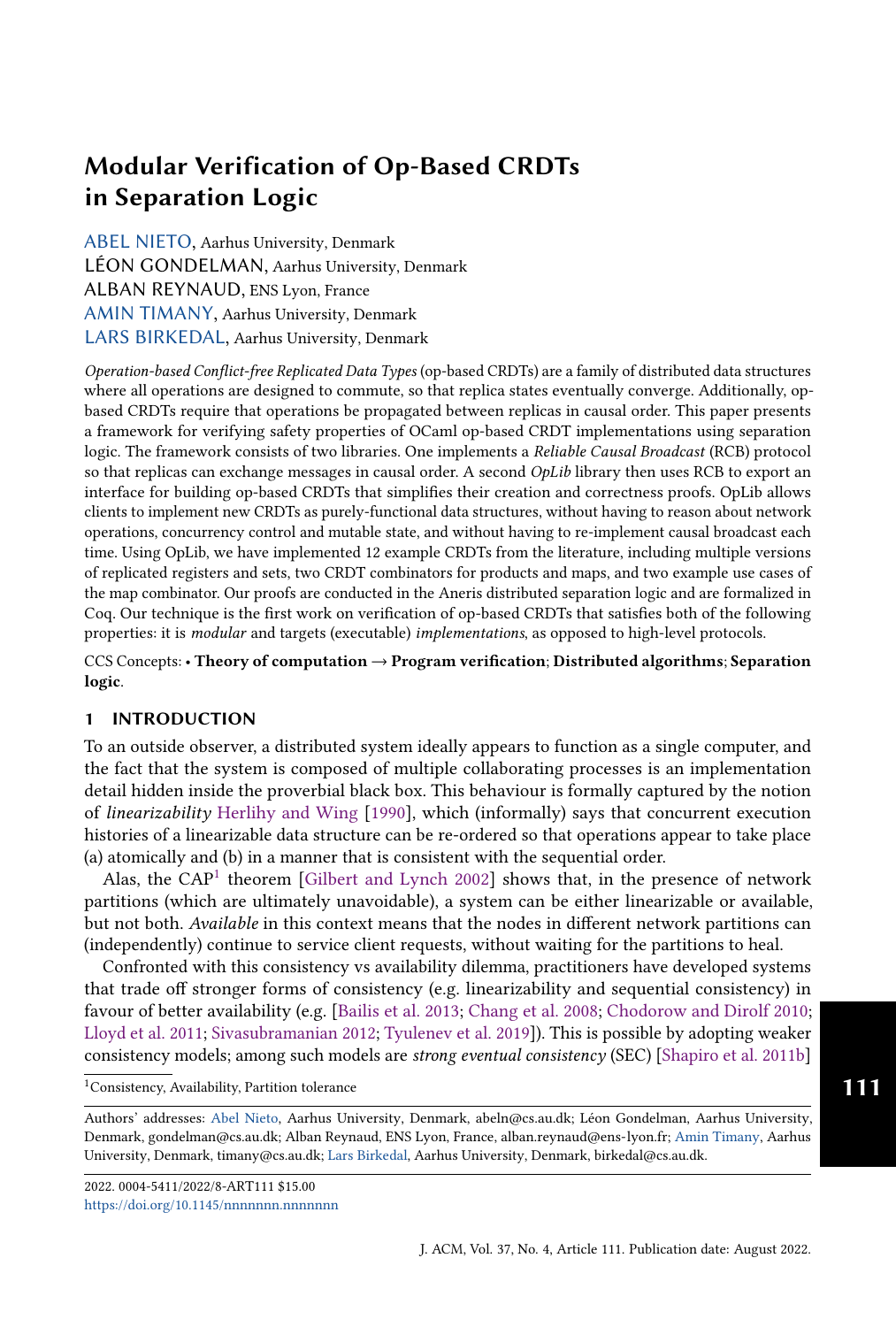# Modular Verification of Op-Based CRDTs in Separation Logic

ABEL NIETO, Aarhus University, Denmark
LÉON GONDELMAN, Aarhus University, Denmark
ALBAN REYNAUD, ENS Lyon, France
AMIN TIMANY, Aarhus University, Denmark
LARS BIRKEDAL, Aarhus University, Denmark

*Operation-based Conflict-free Replicated Data Types* (op-based CRDTs) are a family of distributed data structures where all operations are designed to commute, so that replica states eventually converge. Additionally, op-based CRDTs require that operations be propagated between replicas in causal order. This paper presents a framework for verifying safety properties of OCaml op-based CRDT implementations using separation logic. The framework consists of two libraries. One implements a *Reliable Causal Broadcast* (RCB) protocol so that replicas can exchange messages in causal order. A second *OpLib* library then uses RCB to export an interface for building op-based CRDTs that simplifies their creation and correctness proofs. OpLib allows clients to implement new CRDTs as purely-functional data structures, without having to reason about network operations, concurrency control and mutable state, and without having to re-implement causal broadcast each time. Using OpLib, we have implemented 12 example CRDTs from the literature, including multiple versions of replicated registers and sets, two CRDT combinators for products and maps, and two example use cases of the map combinator. Our proofs are conducted in the Aneris distributed separation logic and are formalized in Coq. Our technique is the first work on verification of op-based CRDTs that satisfies both of the following properties: it is *modular* and targets (executable) *implementations*, as opposed to high-level protocols.

CCS Concepts: • **Theory of computation → Program verification**; **Distributed algorithms**; **Separation logic**.

## 1 INTRODUCTION

To an outside observer, a distributed system ideally appears to function as a single computer, and the fact that the system is composed of multiple collaborating processes is an implementation detail hidden inside the proverbial black box. This behaviour is formally captured by the notion of *linearizability* Herlihy and Wing [1990], which (informally) says that concurrent execution histories of a linearizable data structure can be re-ordered so that operations appear to take place (a) atomically and (b) in a manner that is consistent with the sequential order.

Alas, the CAP[1] theorem [Gilbert and Lynch 2002] shows that, in the presence of network partitions (which are ultimately unavoidable), a system can be either linearizable or available, but not both. *Available* in this context means that the nodes in different network partitions can (independently) continue to service client requests, without waiting for the partitions to heal.

Confronted with this consistency vs availability dilemma, practitioners have developed systems that trade off stronger forms of consistency (e.g. linearizability and sequential consistency) in favour of better availability (e.g. [Bailis et al. 2013; Chang et al. 2008; Chodorow and Dirolf 2010; Lloyd et al. 2011; Sivasubramanian 2012; Tyulenev et al. 2019]). This is possible by adopting weaker consistency models; among such models are *strong eventual consistency* (SEC) [Shapiro et al. 2011b]

[1]Consistency, Availability, Partition tolerance

Authors' addresses: Abel Nieto, Aarhus University, Denmark, abeln@cs.au.dk; Léon Gondelman, Aarhus University, Denmark, gondelman@cs.au.dk; Alban Reynaud, ENS Lyon, France, alban.reynaud@ens-lyon.fr; Amin Timany, Aarhus University, Denmark, timany@cs.au.dk; Lars Birkedal, Aarhus University, Denmark, birkedal@cs.au.dk.

2022. 0004-5411/2022/8-ART111 $15.00
https://doi.org/10.1145/nnnnnnn.nnnnnnn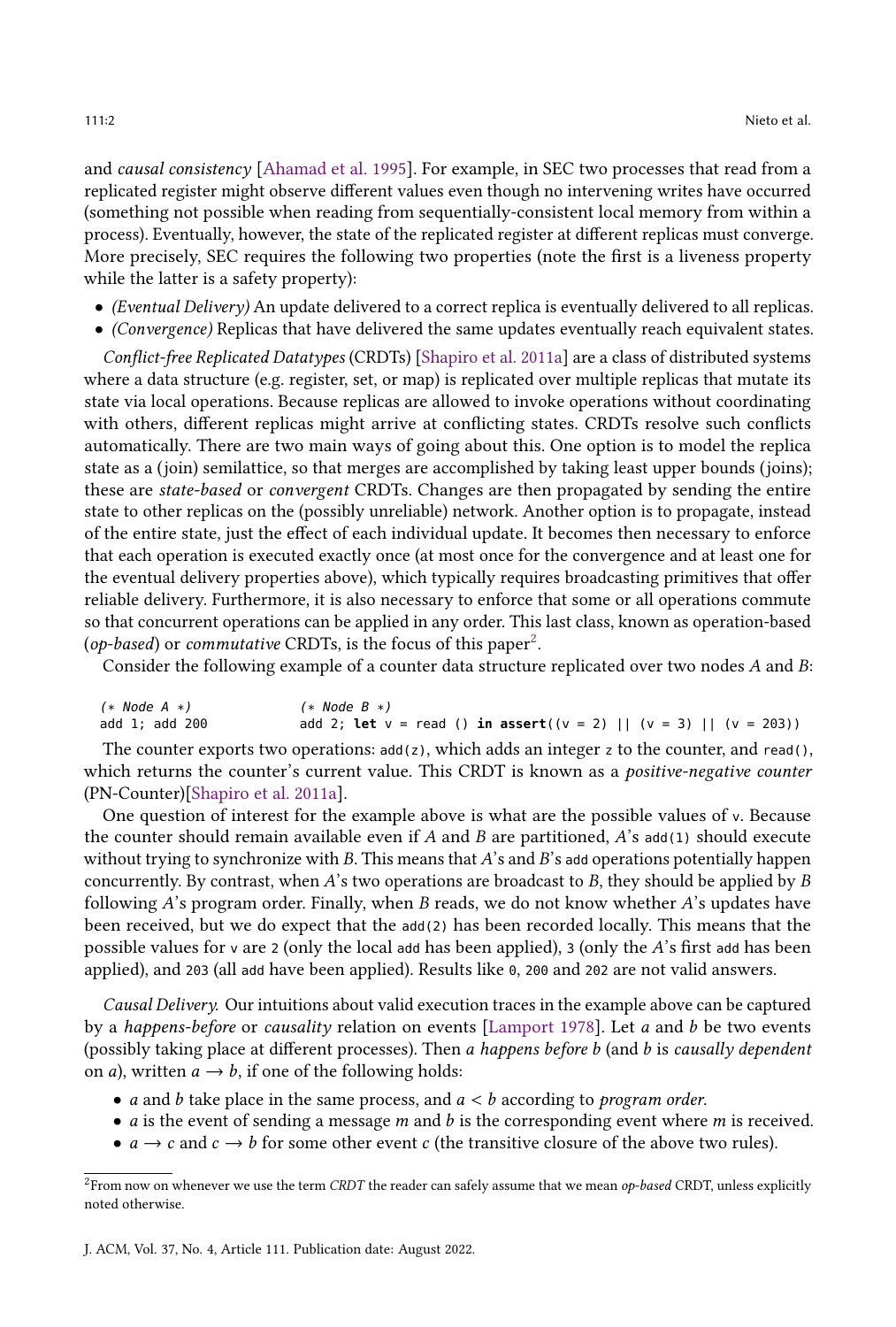and *causal consistency* [Ahamad et al. 1995]. For example, in SEC two processes that read from a replicated register might observe different values even though no intervening writes have occurred (something not possible when reading from sequentially-consistent local memory from within a process). Eventually, however, the state of the replicated register at different replicas must converge. More precisely, SEC requires the following two properties (note the first is a liveness property while the latter is a safety property):

- *(Eventual Delivery)* An update delivered to a correct replica is eventually delivered to all replicas.
- *(Convergence)* Replicas that have delivered the same updates eventually reach equivalent states.

*Conflict-free Replicated Datatypes* (CRDTs) [Shapiro et al. 2011a] are a class of distributed systems where a data structure (e.g. register, set, or map) is replicated over multiple replicas that mutate its state via local operations. Because replicas are allowed to invoke operations without coordinating with others, different replicas might arrive at conflicting states. CRDTs resolve such conflicts automatically. There are two main ways of going about this. One option is to model the replica state as a (join) semilattice, so that merges are accomplished by taking least upper bounds (joins); these are *state-based* or *convergent* CRDTs. Changes are then propagated by sending the entire state to other replicas on the (possibly unreliable) network. Another option is to propagate, instead of the entire state, just the effect of each individual update. It becomes then necessary to enforce that each operation is executed exactly once (at most once for the convergence and at least one for the eventual delivery properties above), which typically requires broadcasting primitives that offer reliable delivery. Furthermore, it is also necessary to enforce that some or all operations commute so that concurrent operations can be applied in any order. This last class, known as operation-based (*op-based*) or *commutative* CRDTs, is the focus of this paper[2].

Consider the following example of a counter data structure replicated over two nodes $A$ and $B$:

```
(* Node A *)              (* Node B *)
add 1; add 200            add 2; let v = read () in assert((v = 2) || (v = 3) || (v = 203))
```

The counter exports two operations: `add(z)`, which adds an integer `z` to the counter, and `read()`, which returns the counter's current value. This CRDT is known as a *positive-negative counter* (PN-Counter)[Shapiro et al. 2011a].

One question of interest for the example above is what are the possible values of `v`. Because the counter should remain available even if $A$ and $B$ are partitioned, $A$'s `add(1)` should execute without trying to synchronize with $B$. This means that $A$'s and $B$'s `add` operations potentially happen concurrently. By contrast, when $A$'s two operations are broadcast to $B$, they should be applied by $B$ following $A$'s program order. Finally, when $B$ reads, we do not know whether $A$'s updates have been received, but we do expect that the `add(2)` has been recorded locally. This means that the possible values for `v` are `2` (only the local `add` has been applied), `3` (only the $A$'s first `add` has been applied), and `203` (all `add` have been applied). Results like `0`, `200` and `202` are not valid answers.

*Causal Delivery.* Our intuitions about valid execution traces in the example above can be captured by a *happens-before* or *causality* relation on events [Lamport 1978]. Let $a$ and $b$ be two events (possibly taking place at different processes). Then *$a$ happens before $b$* (and $b$ is *causally dependent* on $a$), written $a \longrightarrow b$, if one of the following holds:

- $a$ and $b$ take place in the same process, and $a < b$ according to *program order*.
- $a$ is the event of sending a message $m$ and $b$ is the corresponding event where $m$ is received.
- $a \longrightarrow c$ and $c \longrightarrow b$ for some other event $c$ (the transitive closure of the above two rules).

[2] From now on whenever we use the term *CRDT* the reader can safely assume that we mean *op-based* CRDT, unless explicitly noted otherwise.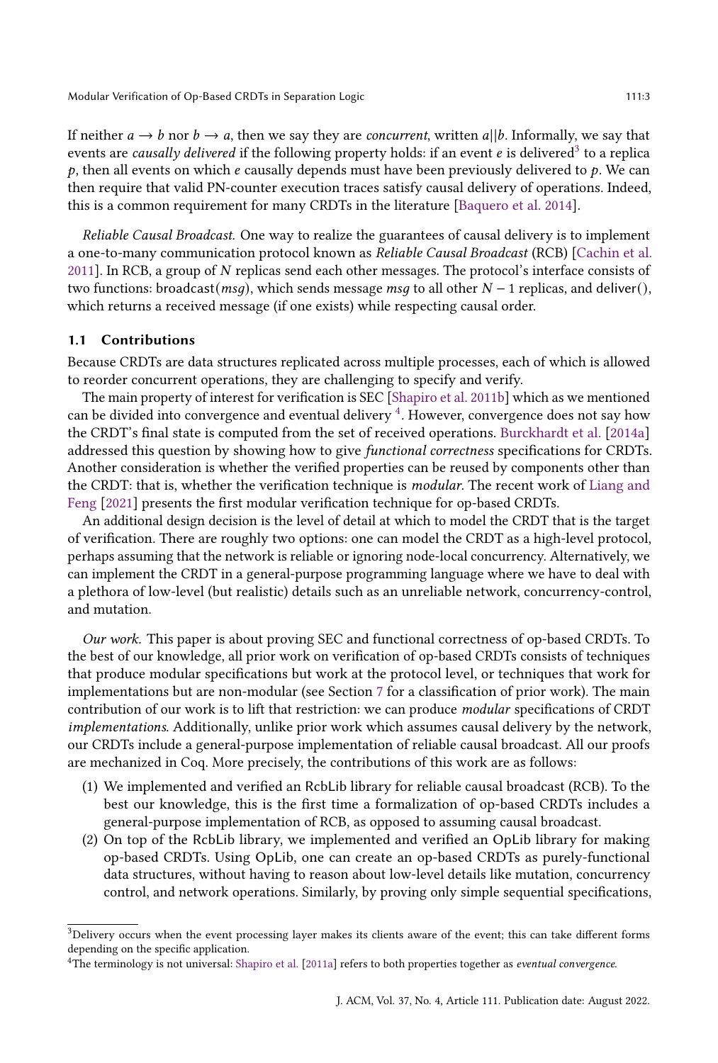If neither $a \rightarrow b$ nor $b \rightarrow a$, then we say they are *concurrent*, written $a||b$. Informally, we say that events are *causally delivered* if the following property holds: if an event $e$ is delivered[3] to a replica $p$, then all events on which $e$ causally depends must have been previously delivered to $p$. We can then require that valid PN-counter execution traces satisfy causal delivery of operations. Indeed, this is a common requirement for many CRDTs in the literature [Baquero et al. 2014].

*Reliable Causal Broadcast.* One way to realize the guarantees of causal delivery is to implement a one-to-many communication protocol known as *Reliable Causal Broadcast* (RCB) [Cachin et al. 2011]. In RCB, a group of $N$ replicas send each other messages. The protocol's interface consists of two functions: broadcast($msg$), which sends message $msg$ to all other $N - 1$ replicas, and deliver(), which returns a received message (if one exists) while respecting causal order.

## 1.1 Contributions

Because CRDTs are data structures replicated across multiple processes, each of which is allowed to reorder concurrent operations, they are challenging to specify and verify.

The main property of interest for verification is SEC [Shapiro et al. 2011b] which as we mentioned can be divided into convergence and eventual delivery [4]. However, convergence does not say how the CRDT's final state is computed from the set of received operations. Burckhardt et al. [2014a] addressed this question by showing how to give *functional correctness* specifications for CRDTs. Another consideration is whether the verified properties can be reused by components other than the CRDT: that is, whether the verification technique is *modular*. The recent work of Liang and Feng [2021] presents the first modular verification technique for op-based CRDTs.

An additional design decision is the level of detail at which to model the CRDT that is the target of verification. There are roughly two options: one can model the CRDT as a high-level protocol, perhaps assuming that the network is reliable or ignoring node-local concurrency. Alternatively, we can implement the CRDT in a general-purpose programming language where we have to deal with a plethora of low-level (but realistic) details such as an unreliable network, concurrency-control, and mutation.

*Our work.* This paper is about proving SEC and functional correctness of op-based CRDTs. To the best of our knowledge, all prior work on verification of op-based CRDTs consists of techniques that produce modular specifications but work at the protocol level, or techniques that work for implementations but are non-modular (see Section 7 for a classification of prior work). The main contribution of our work is to lift that restriction: we can produce *modular* specifications of CRDT *implementations*. Additionally, unlike prior work which assumes causal delivery by the network, our CRDTs include a general-purpose implementation of reliable causal broadcast. All our proofs are mechanized in Coq. More precisely, the contributions of this work are as follows:

1. We implemented and verified an RcbLib library for reliable causal broadcast (RCB). To the best our knowledge, this is the first time a formalization of op-based CRDTs includes a general-purpose implementation of RCB, as opposed to assuming causal broadcast.
2. On top of the RcbLib library, we implemented and verified an OpLib library for making op-based CRDTs. Using OpLib, one can create an op-based CRDTs as purely-functional data structures, without having to reason about low-level details like mutation, concurrency control, and network operations. Similarly, by proving only simple sequential specifications,

[3] Delivery occurs when the event processing layer makes its clients aware of the event; this can take different forms depending on the specific application.

[4] The terminology is not universal: Shapiro et al. [2011a] refers to both properties together as *eventual convergence*.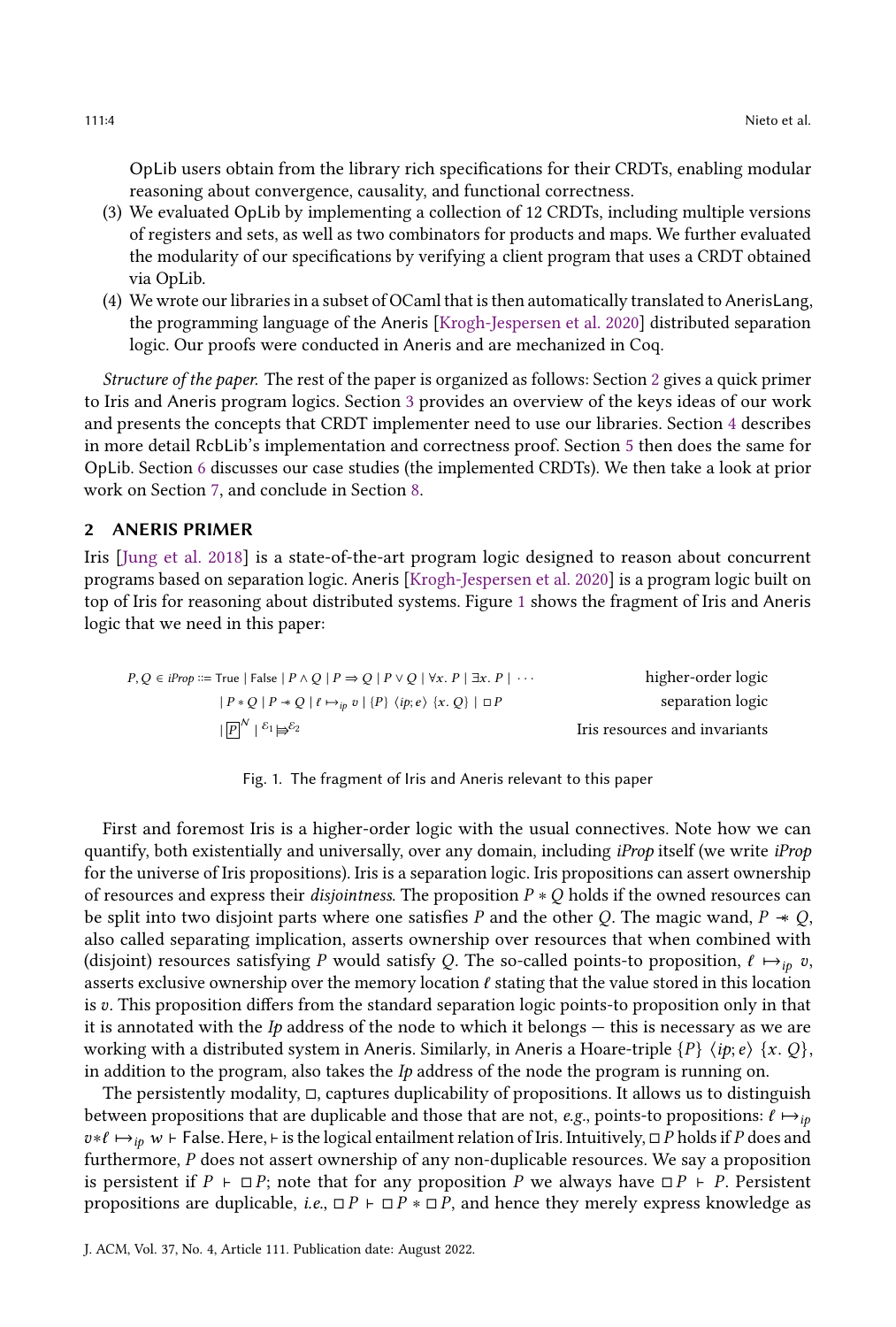OpLib users obtain from the library rich specifications for their CRDTs, enabling modular reasoning about convergence, causality, and functional correctness.

(3) We evaluated OpLib by implementing a collection of 12 CRDTs, including multiple versions of registers and sets, as well as two combinators for products and maps. We further evaluated the modularity of our specifications by verifying a client program that uses a CRDT obtained via OpLib.

(4) We wrote our libraries in a subset of OCaml that is then automatically translated to AnerisLang, the programming language of the Aneris [Krogh-Jespersen et al. 2020] distributed separation logic. Our proofs were conducted in Aneris and are mechanized in Coq.

*Structure of the paper.* The rest of the paper is organized as follows: Section 2 gives a quick primer to Iris and Aneris program logics. Section 3 provides an overview of the keys ideas of our work and presents the concepts that CRDT implementer need to use our libraries. Section 4 describes in more detail RcbLib's implementation and correctness proof. Section 5 then does the same for OpLib. Section 6 discusses our case studies (the implemented CRDTs). We then take a look at prior work on Section 7, and conclude in Section 8.

## 2 ANERIS PRIMER

Iris [Jung et al. 2018] is a state-of-the-art program logic designed to reason about concurrent programs based on separation logic. Aneris [Krogh-Jespersen et al. 2020] is a program logic built on top of Iris for reasoning about distributed systems. Figure 1 shows the fragment of Iris and Aneris logic that we need in this paper:

$$
\begin{aligned}
P, Q \in iProp ::= &\ \mathsf{True} \mid \mathsf{False} \mid P \wedge Q \mid P \Rightarrow Q \mid P \vee Q \mid \forall x.\, P \mid \exists x.\, P \mid \cdots && \text{higher-order logic}\\
&\mid P * Q \mid P \mathrel{-\!\!*} Q \mid \ell \mapsto_{ip} v \mid \{P\}\ \langle ip; e\rangle\ \{x.\, Q\} \mid \Box P && \text{separation logic}\\
&\mid \boxed{P}^{\mathcal{N}} \mid {}^{\mathcal{E}_1}{\Rrightarrow}^{\mathcal{E}_2} && \text{Iris resources and invariants}
\end{aligned}
$$

Fig. 1. The fragment of Iris and Aneris relevant to this paper

First and foremost Iris is a higher-order logic with the usual connectives. Note how we can quantify, both existentially and universally, over any domain, including *iProp* itself (we write *iProp* for the universe of Iris propositions). Iris is a separation logic. Iris propositions can assert ownership of resources and express their *disjointness*. The proposition $P * Q$ holds if the owned resources can be split into two disjoint parts where one satisfies $P$ and the other $Q$. The magic wand, $P \mathrel{-\!\!*} Q$, also called separating implication, asserts ownership over resources that when combined with (disjoint) resources satisfying $P$ would satisfy $Q$. The so-called points-to proposition, $\ell \mapsto_{ip} v$, asserts exclusive ownership over the memory location $\ell$ stating that the value stored in this location is $v$. This proposition differs from the standard separation logic points-to proposition only in that it is annotated with the *Ip* address of the node to which it belongs — this is necessary as we are working with a distributed system in Aneris. Similarly, in Aneris a Hoare-triple $\{P\}\ \langle ip; e\rangle\ \{x.\, Q\}$, in addition to the program, also takes the *Ip* address of the node the program is running on.

The persistently modality, $\Box$, captures duplicability of propositions. It allows us to distinguish between propositions that are duplicable and those that are not, *e.g.*, points-to propositions: $\ell \mapsto_{ip} v * \ell \mapsto_{ip} w \vdash \mathsf{False}$. Here, $\vdash$ is the logical entailment relation of Iris. Intuitively, $\Box P$ holds if $P$ does and furthermore, $P$ does not assert ownership of any non-duplicable resources. We say a proposition is persistent if $P \vdash \Box P$; note that for any proposition $P$ we always have $\Box P \vdash P$. Persistent propositions are duplicable, *i.e.*, $\Box P \vdash \Box P * \Box P$, and hence they merely express knowledge as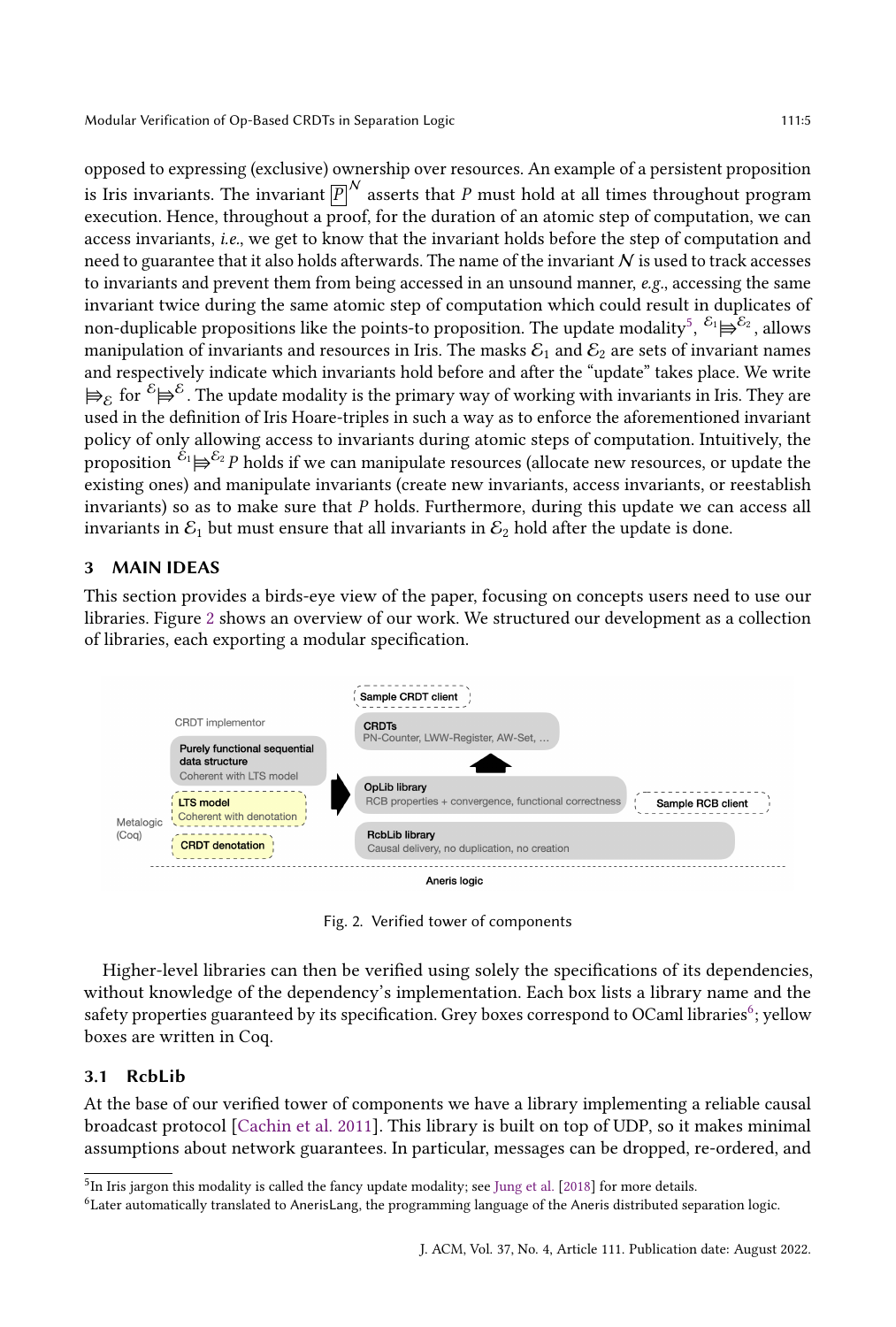opposed to expressing (exclusive) ownership over resources. An example of a persistent proposition is Iris invariants. The invariant $\boxed{P}^{\mathcal{N}}$ asserts that $P$ must hold at all times throughout program execution. Hence, throughout a proof, for the duration of an atomic step of computation, we can access invariants, *i.e.*, we get to know that the invariant holds before the step of computation and need to guarantee that it also holds afterwards. The name of the invariant $\mathcal{N}$ is used to track accesses to invariants and prevent them from being accessed in an unsound manner, *e.g.*, accessing the same invariant twice during the same atomic step of computation which could result in duplicates of non-duplicable propositions like the points-to proposition. The update modality[5], ${}^{\mathcal{E}_1}{\Rrightarrow}^{\mathcal{E}_2}$, allows manipulation of invariants and resources in Iris. The masks $\mathcal{E}_1$ and $\mathcal{E}_2$ are sets of invariant names and respectively indicate which invariants hold before and after the "update" takes place. We write $\Rrightarrow_{\mathcal{E}}$ for ${}^{\mathcal{E}}{\Rrightarrow}^{\mathcal{E}}$. The update modality is the primary way of working with invariants in Iris. They are used in the definition of Iris Hoare-triples in such a way as to enforce the aforementioned invariant policy of only allowing access to invariants during atomic steps of computation. Intuitively, the proposition ${}^{\mathcal{E}_1}{\Rrightarrow}^{\mathcal{E}_2} P$ holds if we can manipulate resources (allocate new resources, or update the existing ones) and manipulate invariants (create new invariants, access invariants, or reestablish invariants) so as to make sure that $P$ holds. Furthermore, during this update we can access all invariants in $\mathcal{E}_1$ but must ensure that all invariants in $\mathcal{E}_2$ hold after the update is done.

## 3 MAIN IDEAS

This section provides a birds-eye view of the paper, focusing on concepts users need to use our libraries. Figure 2 shows an overview of our work. We structured our development as a collection of libraries, each exporting a modular specification.

Fig. 2. Verified tower of components

Higher-level libraries can then be verified using solely the specifications of its dependencies, without knowledge of the dependency's implementation. Each box lists a library name and the safety properties guaranteed by its specification. Grey boxes correspond to OCaml libraries[6]; yellow boxes are written in Coq.

### 3.1 RcbLib

At the base of our verified tower of components we have a library implementing a reliable causal broadcast protocol [Cachin et al. 2011]. This library is built on top of UDP, so it makes minimal assumptions about network guarantees. In particular, messages can be dropped, re-ordered, and

[5] In Iris jargon this modality is called the fancy update modality; see Jung et al. [2018] for more details.

[6] Later automatically translated to AnerisLang, the programming language of the Aneris distributed separation logic.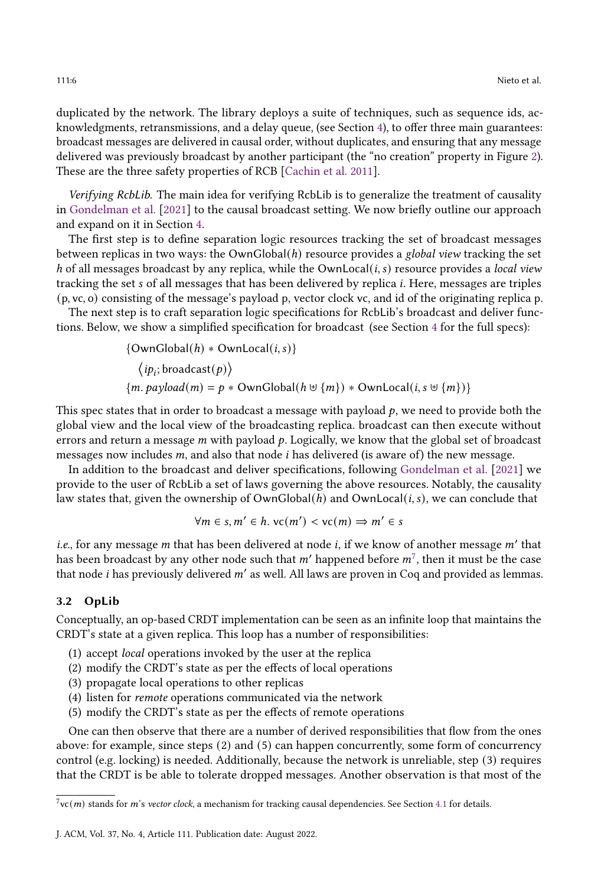duplicated by the network. The library deploys a suite of techniques, such as sequence ids, acknowledgments, retransmissions, and a delay queue, (see Section 4), to offer three main guarantees: broadcast messages are delivered in causal order, without duplicates, and ensuring that any message delivered was previously broadcast by another participant (the "no creation" property in Figure 2). These are the three safety properties of RCB [Cachin et al. 2011].

*Verifying RcbLib.* The main idea for verifying RcbLib is to generalize the treatment of causality in Gondelman et al. [2021] to the causal broadcast setting. We now briefly outline our approach and expand on it in Section 4.

The first step is to define separation logic resources tracking the set of broadcast messages between replicas in two ways: the $\mathsf{OwnGlobal}(h)$ resource provides a *global view* tracking the set $h$ of all messages broadcast by any replica, while the $\mathsf{OwnLocal}(i, s)$ resource provides a *local view* tracking the set $s$ of all messages that has been delivered by replica $i$. Here, messages are triples $(\mathrm{p}, \mathrm{vc}, \mathrm{o})$ consisting of the message's payload p, vector clock vc, and id of the originating replica p.

The next step is to craft separation logic specifications for RcbLib's broadcast and deliver functions. Below, we show a simplified specification for broadcast (see Section 4 for the full specs):

$$
\begin{array}{l}
\{\mathsf{OwnGlobal}(h) * \mathsf{OwnLocal}(i, s)\} \\
\quad \langle ip_i; \mathsf{broadcast}(p) \rangle \\
\{m.\, payload(m) = p * \mathsf{OwnGlobal}(h \uplus \{m\}) * \mathsf{OwnLocal}(i, s \uplus \{m\})\}
\end{array}
$$

This spec states that in order to broadcast a message with payload $p$, we need to provide both the global view and the local view of the broadcasting replica. broadcast can then execute without errors and return a message $m$ with payload $p$. Logically, we know that the global set of broadcast messages now includes $m$, and also that node $i$ has delivered (is aware of) the new message.

In addition to the broadcast and deliver specifications, following Gondelman et al. [2021] we provide to the user of RcbLib a set of laws governing the above resources. Notably, the causality law states that, given the ownership of $\mathsf{OwnGlobal}(h)$ and $\mathsf{OwnLocal}(i, s)$, we can conclude that

$$
\forall m \in s, m' \in h.\ \mathsf{vc}(m') < \mathsf{vc}(m) \Rightarrow m' \in s
$$

*i.e.*, for any message $m$ that has been delivered at node $i$, if we know of another message $m'$ that has been broadcast by any other node such that $m'$ happened before $m$[7], then it must be the case that node $i$ has previously delivered $m'$ as well. All laws are proven in Coq and provided as lemmas.

### 3.2 OpLib

Conceptually, an op-based CRDT implementation can be seen as an infinite loop that maintains the CRDT's state at a given replica. This loop has a number of responsibilities:

1. accept *local* operations invoked by the user at the replica
2. modify the CRDT's state as per the effects of local operations
3. propagate local operations to other replicas
4. listen for *remote* operations communicated via the network
5. modify the CRDT's state as per the effects of remote operations

One can then observe that there are a number of derived responsibilities that flow from the ones above: for example, since steps (2) and (5) can happen concurrently, some form of concurrency control (e.g. locking) is needed. Additionally, because the network is unreliable, step (3) requires that the CRDT is be able to tolerate dropped messages. Another observation is that most of the

[7] $\mathsf{vc}(m)$ stands for $m$'s *vector clock*, a mechanism for tracking causal dependencies. See Section 4.1 for details.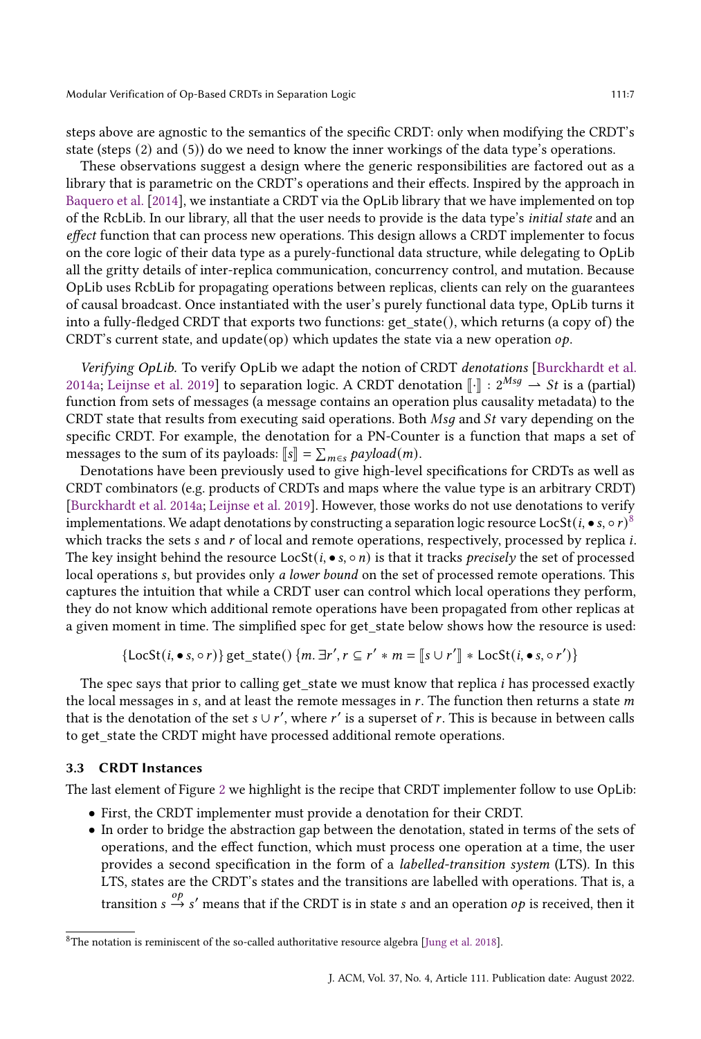steps above are agnostic to the semantics of the specific CRDT: only when modifying the CRDT's state (steps (2) and (5)) do we need to know the inner workings of the data type's operations.

These observations suggest a design where the generic responsibilities are factored out as a library that is parametric on the CRDT's operations and their effects. Inspired by the approach in Baquero et al. [2014], we instantiate a CRDT via the OpLib library that we have implemented on top of the RcbLib. In our library, all that the user needs to provide is the data type's *initial state* and an *effect* function that can process new operations. This design allows a CRDT implementer to focus on the core logic of their data type as a purely-functional data structure, while delegating to OpLib all the gritty details of inter-replica communication, concurrency control, and mutation. Because OpLib uses RcbLib for propagating operations between replicas, clients can rely on the guarantees of causal broadcast. Once instantiated with the user's purely functional data type, OpLib turns it into a fully-fledged CRDT that exports two functions: get_state(), which returns (a copy of) the CRDT's current state, and update(op) which updates the state via a new operation $op$.

*Verifying OpLib.* To verify OpLib we adapt the notion of CRDT *denotations* [Burckhardt et al. 2014a; Leijnse et al. 2019] to separation logic. A CRDT denotation $[\![\cdot]\!] : 2^{Msg} \rightharpoonup St$ is a (partial) function from sets of messages (a message contains an operation plus causality metadata) to the CRDT state that results from executing said operations. Both $Msg$ and $St$ vary depending on the specific CRDT. For example, the denotation for a PN-Counter is a function that maps a set of messages to the sum of its payloads: $[\![s]\!] = \sum_{m \in s} payload(m)$.

Denotations have been previously used to give high-level specifications for CRDTs as well as CRDT combinators (e.g. products of CRDTs and maps where the value type is an arbitrary CRDT) [Burckhardt et al. 2014a; Leijnse et al. 2019]. However, those works do not use denotations to verify implementations. We adapt denotations by constructing a separation logic resource $\mathsf{LocSt}(i, \bullet s, \circ r)$[8] which tracks the sets $s$ and $r$ of local and remote operations, respectively, processed by replica $i$. The key insight behind the resource $\mathsf{LocSt}(i, \bullet s, \circ n)$ is that it tracks *precisely* the set of processed local operations $s$, but provides only *a lower bound* on the set of processed remote operations. This captures the intuition that while a CRDT user can control which local operations they perform, they do not know which additional remote operations have been propagated from other replicas at a given moment in time. The simplified spec for get_state below shows how the resource is used:

$$\{\mathsf{LocSt}(i, \bullet s, \circ r)\}\ \mathsf{get\_state}()\ \{m.\ \exists r', r \subseteq r' * m = [\![s \cup r']\!] * \mathsf{LocSt}(i, \bullet s, \circ r')\}$$

The spec says that prior to calling get_state we must know that replica $i$ has processed exactly the local messages in $s$, and at least the remote messages in $r$. The function then returns a state $m$ that is the denotation of the set $s \cup r'$, where $r'$ is a superset of $r$. This is because in between calls to get_state the CRDT might have processed additional remote operations.

### 3.3 CRDT Instances

The last element of Figure 2 we highlight is the recipe that CRDT implementer follow to use OpLib:

- First, the CRDT implementer must provide a denotation for their CRDT.
- In order to bridge the abstraction gap between the denotation, stated in terms of the sets of operations, and the effect function, which must process one operation at a time, the user provides a second specification in the form of a *labelled-transition system* (LTS). In this LTS, states are the CRDT's states and the transitions are labelled with operations. That is, a transition $s \xrightarrow{op} s'$ means that if the CRDT is in state $s$ and an operation $op$ is received, then it

[8] The notation is reminiscent of the so-called authoritative resource algebra [Jung et al. 2018].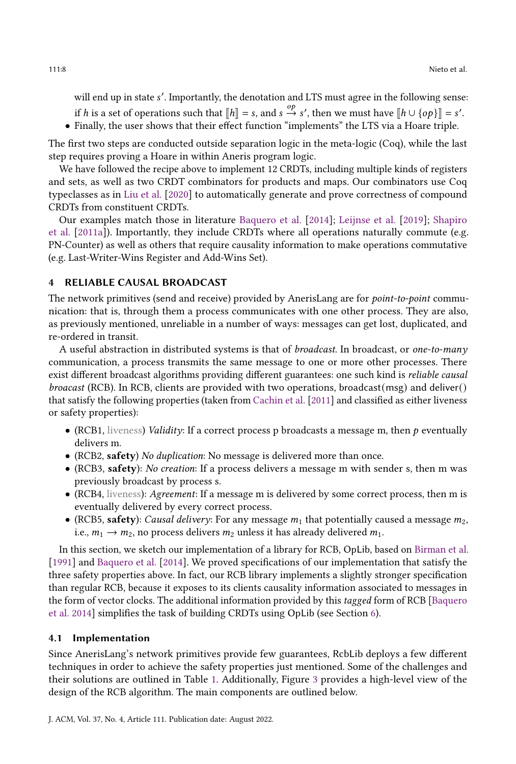will end up in state $s'$. Importantly, the denotation and LTS must agree in the following sense: if $h$ is a set of operations such that $[\![h]\!] = s$, and $s \xrightarrow{op} s'$, then we must have $[\![h \cup \{op\}]\!] = s'$.
- Finally, the user shows that their effect function "implements" the LTS via a Hoare triple.

The first two steps are conducted outside separation logic in the meta-logic (Coq), while the last step requires proving a Hoare in within Aneris program logic.

We have followed the recipe above to implement 12 CRDTs, including multiple kinds of registers and sets, as well as two CRDT combinators for products and maps. Our combinators use Coq typeclasses as in Liu et al. [2020] to automatically generate and prove correctness of compound CRDTs from constituent CRDTs.

Our examples match those in literature Baquero et al. [2014]; Leijnse et al. [2019]; Shapiro et al. [2011a]). Importantly, they include CRDTs where all operations naturally commute (e.g. PN-Counter) as well as others that require causality information to make operations commutative (e.g. Last-Writer-Wins Register and Add-Wins Set).

## 4 RELIABLE CAUSAL BROADCAST

The network primitives (send and receive) provided by AnerisLang are for *point-to-point* communication: that is, through them a process communicates with one other process. They are also, as previously mentioned, unreliable in a number of ways: messages can get lost, duplicated, and re-ordered in transit.

A useful abstraction in distributed systems is that of *broadcast*. In broadcast, or *one-to-many* communication, a process transmits the same message to one or more other processes. There exist different broadcast algorithms providing different guarantees: one such kind is *reliable causal broacast* (RCB). In RCB, clients are provided with two operations, broadcast(msg) and deliver() that satisfy the following properties (taken from Cachin et al. [2011] and classified as either liveness or safety properties):

- (RCB1, liveness) *Validity*: If a correct process p broadcasts a message m, then $p$ eventually delivers m.
- (RCB2, **safety**) *No duplication*: No message is delivered more than once.
- (RCB3, **safety**): *No creation*: If a process delivers a message m with sender s, then m was previously broadcast by process s.
- (RCB4, liveness): *Agreement*: If a message m is delivered by some correct process, then m is eventually delivered by every correct process.
- (RCB5, **safety**): *Causal delivery*: For any message $m_1$ that potentially caused a message $m_2$, i.e., $m_1 \rightarrow m_2$, no process delivers $m_2$ unless it has already delivered $m_1$.

In this section, we sketch our implementation of a library for RCB, OpLib, based on Birman et al. [1991] and Baquero et al. [2014]. We proved specifications of our implementation that satisfy the three safety properties above. In fact, our RCB library implements a slightly stronger specification than regular RCB, because it exposes to its clients causality information associated to messages in the form of vector clocks. The additional information provided by this *tagged* form of RCB [Baquero et al. 2014] simplifies the task of building CRDTs using OpLib (see Section 6).

### 4.1 Implementation

Since AnerisLang's network primitives provide few guarantees, RcbLib deploys a few different techniques in order to achieve the safety properties just mentioned. Some of the challenges and their solutions are outlined in Table 1. Additionally, Figure 3 provides a high-level view of the design of the RCB algorithm. The main components are outlined below.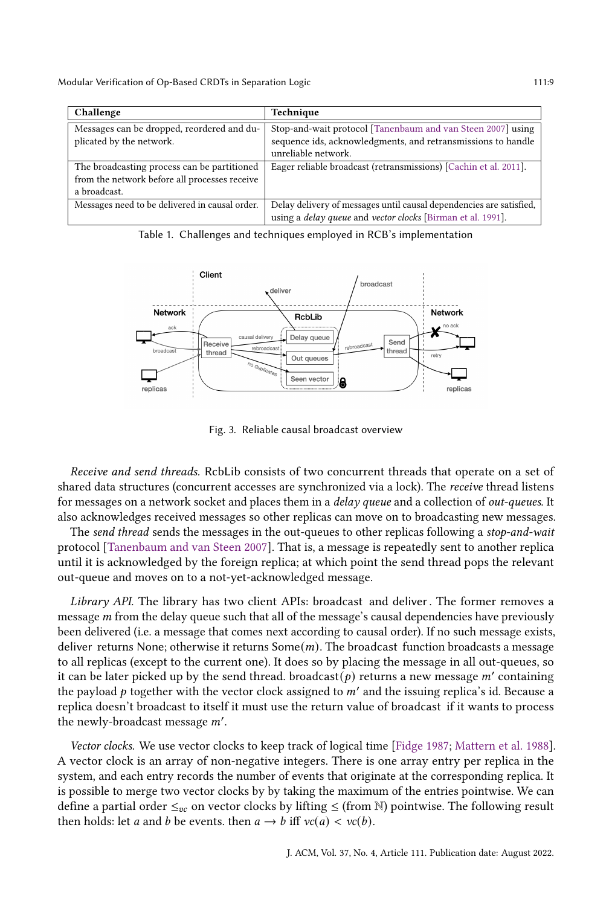| Challenge | Technique |
|---|---|
| Messages can be dropped, reordered and duplicated by the network. | Stop-and-wait protocol [Tanenbaum and van Steen 2007] using sequence ids, acknowledgments, and retransmissions to handle unreliable network. |
| The broadcasting process can be partitioned from the network before all processes receive a broadcast. | Eager reliable broadcast (retransmissions) [Cachin et al. 2011]. |
| Messages need to be delivered in causal order. | Delay delivery of messages until causal dependencies are satisfied, using a *delay queue* and *vector clocks* [Birman et al. 1991]. |

Table 1. Challenges and techniques employed in RCB's implementation

Fig. 3. Reliable causal broadcast overview

*Receive and send threads.* RcbLib consists of two concurrent threads that operate on a set of shared data structures (concurrent accesses are synchronized via a lock). The *receive* thread listens for messages on a network socket and places them in a *delay queue* and a collection of *out-queues*. It also acknowledges received messages so other replicas can move on to broadcasting new messages.

The *send thread* sends the messages in the out-queues to other replicas following a *stop-and-wait* protocol [Tanenbaum and van Steen 2007]. That is, a message is repeatedly sent to another replica until it is acknowledged by the foreign replica; at which point the send thread pops the relevant out-queue and moves on to a not-yet-acknowledged message.

*Library API.* The library has two client APIs: broadcast and deliver. The former removes a message $m$ from the delay queue such that all of the message's causal dependencies have previously been delivered (i.e. a message that comes next according to causal order). If no such message exists, deliver returns None; otherwise it returns Some($m$). The broadcast function broadcasts a message to all replicas (except to the current one). It does so by placing the message in all out-queues, so it can be later picked up by the send thread. broadcast($p$) returns a new message $m'$ containing the payload $p$ together with the vector clock assigned to $m'$ and the issuing replica's id. Because a replica doesn't broadcast to itself it must use the return value of broadcast if it wants to process the newly-broadcast message $m'$.

*Vector clocks.* We use vector clocks to keep track of logical time [Fidge 1987; Mattern et al. 1988]. A vector clock is an array of non-negative integers. There is one array entry per replica in the system, and each entry records the number of events that originate at the corresponding replica. It is possible to merge two vector clocks by by taking the maximum of the entries pointwise. We can define a partial order $\leq_{vc}$ on vector clocks by lifting $\leq$ (from $\mathbb{N}$) pointwise. The following result then holds: let $a$ and $b$ be events. then $a \rightarrow b$ iff $vc(a) < vc(b)$.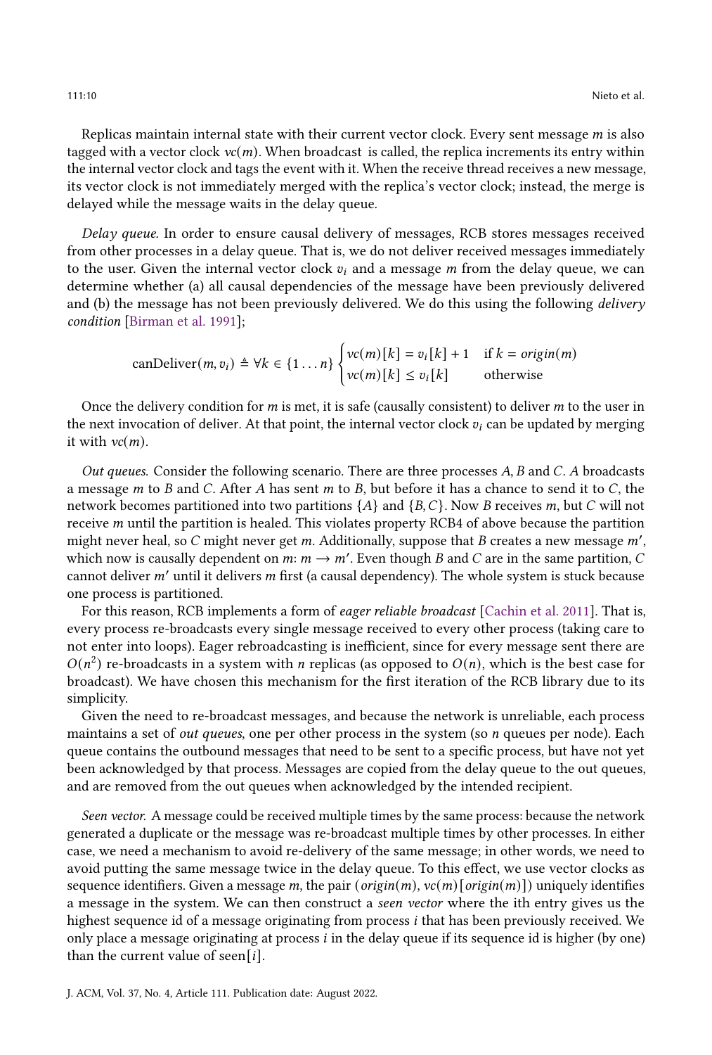Replicas maintain internal state with their current vector clock. Every sent message $m$ is also tagged with a vector clock $vc(m)$. When broadcast is called, the replica increments its entry within the internal vector clock and tags the event with it. When the receive thread receives a new message, its vector clock is not immediately merged with the replica's vector clock; instead, the merge is delayed while the message waits in the delay queue.

*Delay queue.* In order to ensure causal delivery of messages, RCB stores messages received from other processes in a delay queue. That is, we do not deliver received messages immediately to the user. Given the internal vector clock $v_i$ and a message $m$ from the delay queue, we can determine whether (a) all causal dependencies of the message have been previously delivered and (b) the message has not been previously delivered. We do this using the following *delivery condition* [Birman et al. 1991];

$$\text{canDeliver}(m, v_i) \triangleq \forall k \in \{1 \ldots n\} \begin{cases} vc(m)[k] = v_i[k] + 1 & \text{if } k = origin(m) \\ vc(m)[k] \leq v_i[k] & \text{otherwise} \end{cases}$$

Once the delivery condition for $m$ is met, it is safe (causally consistent) to deliver $m$ to the user in the next invocation of deliver. At that point, the internal vector clock $v_i$ can be updated by merging it with $vc(m)$.

*Out queues.* Consider the following scenario. There are three processes $A$, $B$ and $C$. $A$ broadcasts a message $m$ to $B$ and $C$. After $A$ has sent $m$ to $B$, but before it has a chance to send it to $C$, the network becomes partitioned into two partitions $\{A\}$ and $\{B, C\}$. Now $B$ receives $m$, but $C$ will not receive $m$ until the partition is healed. This violates property RCB4 of above because the partition might never heal, so $C$ might never get $m$. Additionally, suppose that $B$ creates a new message $m'$, which now is causally dependent on $m$: $m \rightarrow m'$. Even though $B$ and $C$ are in the same partition, $C$ cannot deliver $m'$ until it delivers $m$ first (a causal dependency). The whole system is stuck because one process is partitioned.

For this reason, RCB implements a form of *eager reliable broadcast* [Cachin et al. 2011]. That is, every process re-broadcasts every single message received to every other process (taking care to not enter into loops). Eager rebroadcasting is inefficient, since for every message sent there are $O(n^2)$ re-broadcasts in a system with $n$ replicas (as opposed to $O(n)$, which is the best case for broadcast). We have chosen this mechanism for the first iteration of the RCB library due to its simplicity.

Given the need to re-broadcast messages, and because the network is unreliable, each process maintains a set of *out queues*, one per other process in the system (so $n$ queues per node). Each queue contains the outbound messages that need to be sent to a specific process, but have not yet been acknowledged by that process. Messages are copied from the delay queue to the out queues, and are removed from the out queues when acknowledged by the intended recipient.

*Seen vector.* A message could be received multiple times by the same process: because the network generated a duplicate or the message was re-broadcast multiple times by other processes. In either case, we need a mechanism to avoid re-delivery of the same message; in other words, we need to avoid putting the same message twice in the delay queue. To this effect, we use vector clocks as sequence identifiers. Given a message $m$, the pair $(origin(m), vc(m)[origin(m)])$ uniquely identifies a message in the system. We can then construct a *seen vector* where the ith entry gives us the highest sequence id of a message originating from process $i$ that has been previously received. We only place a message originating at process $i$ in the delay queue if its sequence id is higher (by one) than the current value of seen$[i]$.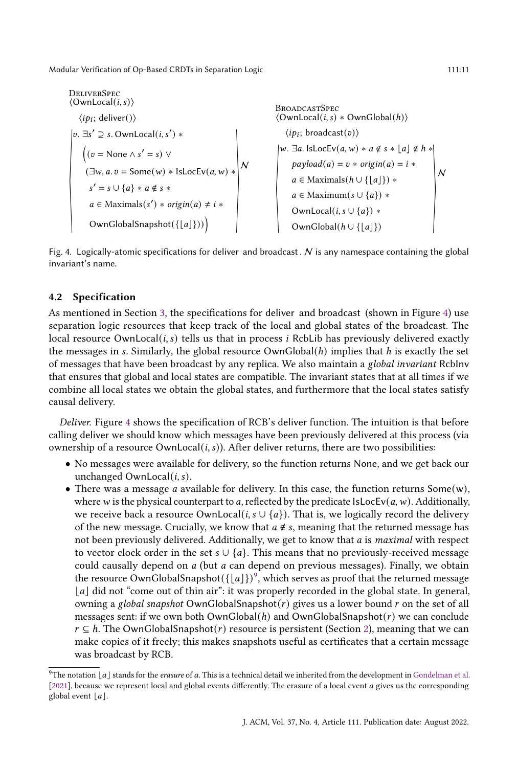DeliverSpec

$$\langle \mathsf{OwnLocal}(i, s) \rangle$$
$$\langle ip_i;\ \mathsf{deliver}() \rangle$$
$$\left\langle v.\ \exists s' \supseteq s.\ \mathsf{OwnLocal}(i, s') * \Big( (v = \mathsf{None} \land s' = s) \lor (\exists w, a.\ v = \mathsf{Some}(w) * \mathsf{IsLocEv}(a, w) * s' = s \cup \{a\} * a \notin s * a \in \mathsf{Maximals}(s') * \mathit{origin}(a) \neq i * \mathsf{OwnGlobalSnapshot}(\{\lfloor a \rfloor\})) \Big) \right\rangle_{\mathcal{N}}$$

BroadcastSpec

$$\langle \mathsf{OwnLocal}(i, s) * \mathsf{OwnGlobal}(h) \rangle$$
$$\langle ip_i;\ \mathsf{broadcast}(v) \rangle$$
$$\left\langle w.\ \exists a.\ \mathsf{IsLocEv}(a, w) * a \notin s * \lfloor a \rfloor \notin h * \mathit{payload}(a) = v * \mathit{origin}(a) = i * a \in \mathsf{Maximals}(h \cup \{\lfloor a \rfloor\}) * a \in \mathsf{Maximum}(s \cup \{a\}) * \mathsf{OwnLocal}(i, s \cup \{a\}) * \mathsf{OwnGlobal}(h \cup \{\lfloor a \rfloor\}) \right\rangle_{\mathcal{N}}$$

Fig. 4. Logically-atomic specifications for deliver and broadcast . $\mathcal{N}$ is any namespace containing the global invariant's name.

### 4.2 Specification

As mentioned in Section 3, the specifications for deliver and broadcast (shown in Figure 4) use separation logic resources that keep track of the local and global states of the broadcast. The local resource $\mathsf{OwnLocal}(i, s)$ tells us that in process $i$ RcbLib has previously delivered exactly the messages in $s$. Similarly, the global resource $\mathsf{OwnGlobal}(h)$ implies that $h$ is exactly the set of messages that have been broadcast by any replica. We also maintain a *global invariant* RcbInv that ensures that global and local states are compatible. The invariant states that at all times if we combine all local states we obtain the global states, and furthermore that the local states satisfy causal delivery.

*Deliver.* Figure 4 shows the specification of RCB's deliver function. The intuition is that before calling deliver we should know which messages have been previously delivered at this process (via ownership of a resource $\mathsf{OwnLocal}(i, s)$). After deliver returns, there are two possibilities:

- No messages were available for delivery, so the function returns None, and we get back our unchanged $\mathsf{OwnLocal}(i, s)$.
- There was a message $a$ available for delivery. In this case, the function returns Some(w), where $w$ is the physical counterpart to $a$, reflected by the predicate $\mathsf{IsLocEv}(a, w)$. Additionally, we receive back a resource $\mathsf{OwnLocal}(i, s \cup \{a\})$. That is, we logically record the delivery of the new message. Crucially, we know that $a \notin s$, meaning that the returned message has not been previously delivered. Additionally, we get to know that $a$ is *maximal* with respect to vector clock order in the set $s \cup \{a\}$. This means that no previously-received message could causally depend on $a$ (but $a$ can depend on previous messages). Finally, we obtain the resource $\mathsf{OwnGlobalSnapshot}(\{\lfloor a \rfloor\})$[9], which serves as proof that the returned message $\lfloor a \rfloor$ did not "come out of thin air": it was properly recorded in the global state. In general, owning a *global snapshot* $\mathsf{OwnGlobalSnapshot}(r)$ gives us a lower bound $r$ on the set of all messages sent: if we own both $\mathsf{OwnGlobal}(h)$ and $\mathsf{OwnGlobalSnapshot}(r)$ we can conclude $r \subseteq h$. The $\mathsf{OwnGlobalSnapshot}(r)$ resource is persistent (Section 2), meaning that we can make copies of it freely; this makes snapshots useful as certificates that a certain message was broadcast by RCB.

[9]The notation $\lfloor a \rfloor$ stands for the *erasure* of $a$. This is a technical detail we inherited from the development in Gondelman et al. [2021], because we represent local and global events differently. The erasure of a local event $a$ gives us the corresponding global event $\lfloor a \rfloor$.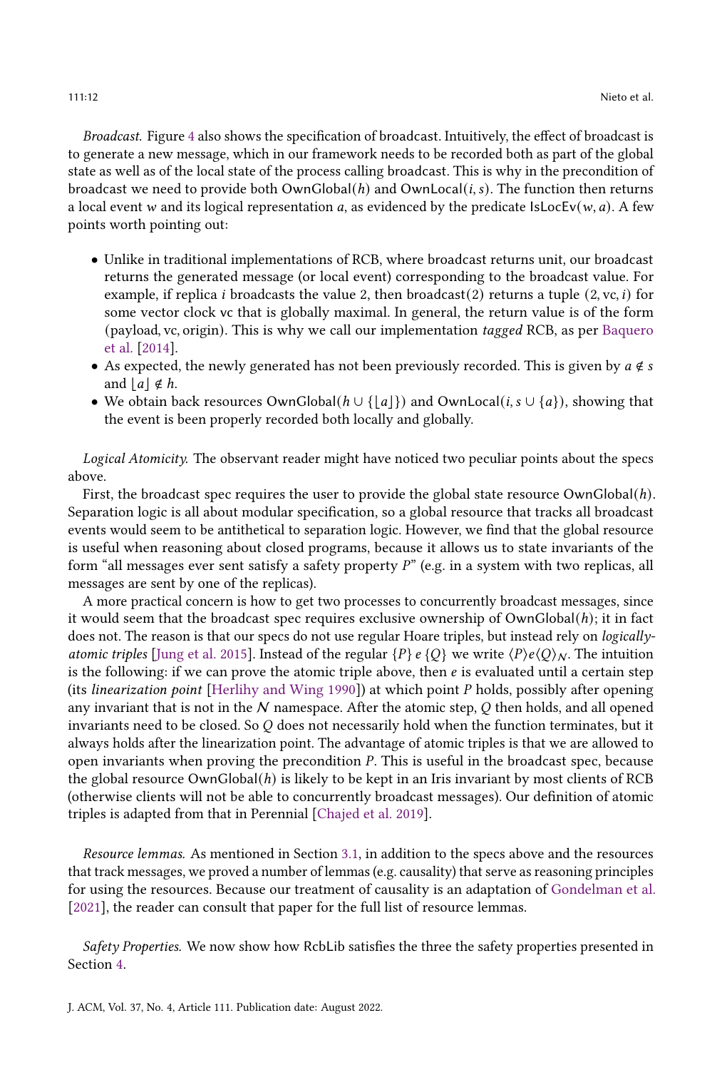*Broadcast.* Figure 4 also shows the specification of broadcast. Intuitively, the effect of broadcast is to generate a new message, which in our framework needs to be recorded both as part of the global state as well as of the local state of the process calling broadcast. This is why in the precondition of broadcast we need to provide both $\mathsf{OwnGlobal}(h)$ and $\mathsf{OwnLocal}(i, s)$. The function then returns a local event $w$ and its logical representation $a$, as evidenced by the predicate $\mathsf{IsLocEv}(w, a)$. A few points worth pointing out:

- Unlike in traditional implementations of RCB, where broadcast returns unit, our broadcast returns the generated message (or local event) corresponding to the broadcast value. For example, if replica $i$ broadcasts the value 2, then broadcast(2) returns a tuple $(2, \mathrm{vc}, i)$ for some vector clock vc that is globally maximal. In general, the return value is of the form (payload, vc, origin). This is why we call our implementation *tagged* RCB, as per Baquero et al. [2014].
- As expected, the newly generated has not been previously recorded. This is given by $a \notin s$ and $\lfloor a \rfloor \notin h$.
- We obtain back resources $\mathsf{OwnGlobal}(h \cup \{\lfloor a \rfloor\})$ and $\mathsf{OwnLocal}(i, s \cup \{a\})$, showing that the event is been properly recorded both locally and globally.

*Logical Atomicity.* The observant reader might have noticed two peculiar points about the specs above.

First, the broadcast spec requires the user to provide the global state resource $\mathsf{OwnGlobal}(h)$. Separation logic is all about modular specification, so a global resource that tracks all broadcast events would seem to be antithetical to separation logic. However, we find that the global resource is useful when reasoning about closed programs, because it allows us to state invariants of the form "all messages ever sent satisfy a safety property $P$" (e.g. in a system with two replicas, all messages are sent by one of the replicas).

A more practical concern is how to get two processes to concurrently broadcast messages, since it would seem that the broadcast spec requires exclusive ownership of $\mathsf{OwnGlobal}(h)$; it in fact does not. The reason is that our specs do not use regular Hoare triples, but instead rely on *logically-atomic triples* [Jung et al. 2015]. Instead of the regular $\{P\}\ e\ \{Q\}$ we write $\langle P \rangle e \langle Q \rangle_{\mathcal{N}}$. The intuition is the following: if we can prove the atomic triple above, then $e$ is evaluated until a certain step (its *linearization point* [Herlihy and Wing 1990]) at which point $P$ holds, possibly after opening any invariant that is not in the $\mathcal{N}$ namespace. After the atomic step, $Q$ then holds, and all opened invariants need to be closed. So $Q$ does not necessarily hold when the function terminates, but it always holds after the linearization point. The advantage of atomic triples is that we are allowed to open invariants when proving the precondition $P$. This is useful in the broadcast spec, because the global resource $\mathsf{OwnGlobal}(h)$ is likely to be kept in an Iris invariant by most clients of RCB (otherwise clients will not be able to concurrently broadcast messages). Our definition of atomic triples is adapted from that in Perennial [Chajed et al. 2019].

*Resource lemmas.* As mentioned in Section 3.1, in addition to the specs above and the resources that track messages, we proved a number of lemmas (e.g. causality) that serve as reasoning principles for using the resources. Because our treatment of causality is an adaptation of Gondelman et al. [2021], the reader can consult that paper for the full list of resource lemmas.

*Safety Properties.* We now show how RcbLib satisfies the three the safety properties presented in Section 4.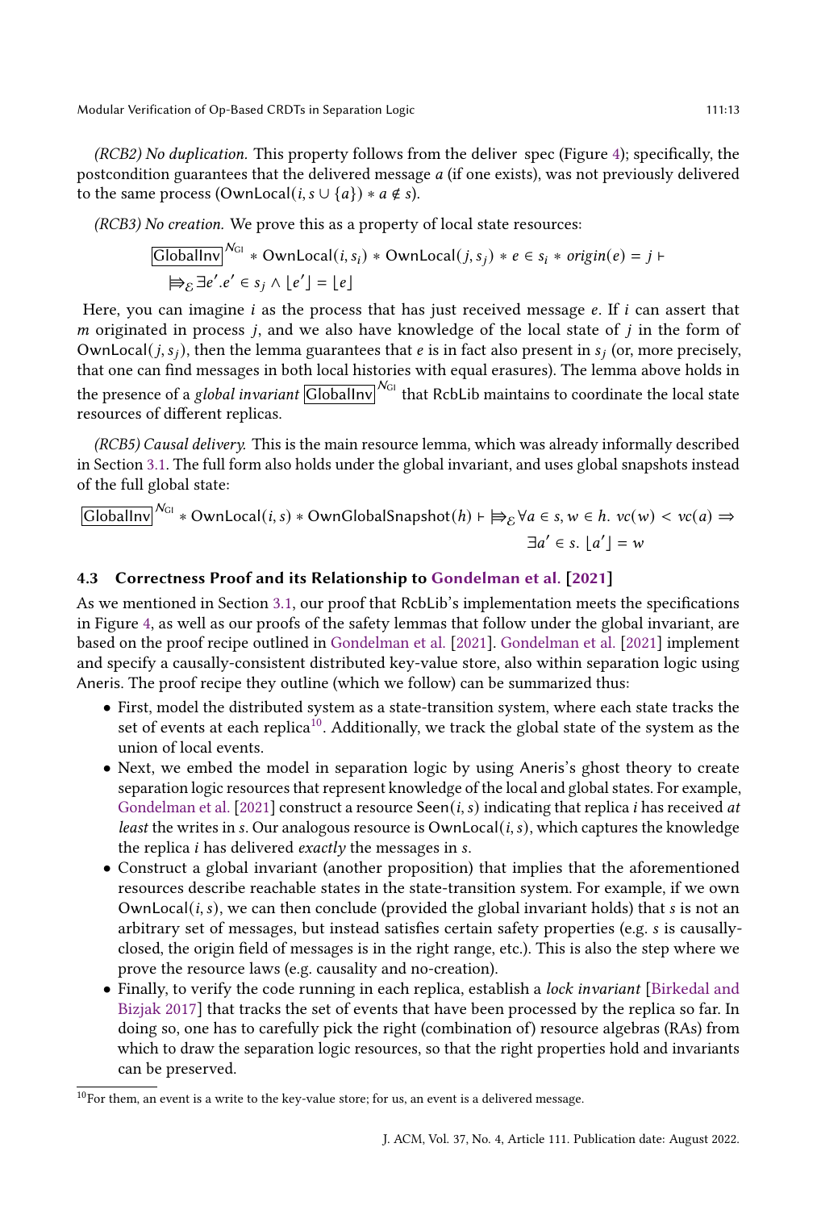*(RCB2) No duplication.* This property follows from the deliver spec (Figure 4); specifically, the postcondition guarantees that the delivered message $a$ (if one exists), was not previously delivered to the same process ($\mathsf{OwnLocal}(i, s \cup \{a\}) * a \notin s$).

*(RCB3) No creation.* We prove this as a property of local state resources:

$$\boxed{\mathsf{GlobalInv}}^{\mathcal{N}_{\mathrm{GI}}} * \mathsf{OwnLocal}(i, s_i) * \mathsf{OwnLocal}(j, s_j) * e \in s_i * \mathit{origin}(e) = j \vdash \\ \Rrightarrow_{\mathcal{E}} \exists e'. e' \in s_j \land \lfloor e' \rfloor = \lfloor e \rfloor$$

Here, you can imagine $i$ as the process that has just received message $e$. If $i$ can assert that $m$ originated in process $j$, and we also have knowledge of the local state of $j$ in the form of $\mathsf{OwnLocal}(j, s_j)$, then the lemma guarantees that $e$ is in fact also present in $s_j$ (or, more precisely, that one can find messages in both local histories with equal erasures). The lemma above holds in the presence of a *global invariant* $\boxed{\mathsf{GlobalInv}}^{\mathcal{N}_{\mathrm{GI}}}$ that RcbLib maintains to coordinate the local state resources of different replicas.

*(RCB5) Causal delivery.* This is the main resource lemma, which was already informally described in Section 3.1. The full form also holds under the global invariant, and uses global snapshots instead of the full global state:

$$\boxed{\mathsf{GlobalInv}}^{\mathcal{N}_{\mathrm{GI}}} * \mathsf{OwnLocal}(i, s) * \mathsf{OwnGlobalSnapshot}(h) \vdash \Rrightarrow_{\mathcal{E}} \forall a \in s, w \in h.\ vc(w) < vc(a) \Rightarrow \\ \exists a' \in s.\ \lfloor a' \rfloor = w$$

### 4.3 Correctness Proof and its Relationship to Gondelman et al. [2021]

As we mentioned in Section 3.1, our proof that RcbLib's implementation meets the specifications in Figure 4, as well as our proofs of the safety lemmas that follow under the global invariant, are based on the proof recipe outlined in Gondelman et al. [2021]. Gondelman et al. [2021] implement and specify a causally-consistent distributed key-value store, also within separation logic using Aneris. The proof recipe they outline (which we follow) can be summarized thus:

- First, model the distributed system as a state-transition system, where each state tracks the set of events at each replica[10]. Additionally, we track the global state of the system as the union of local events.
- Next, we embed the model in separation logic by using Aneris's ghost theory to create separation logic resources that represent knowledge of the local and global states. For example, Gondelman et al. [2021] construct a resource $\mathsf{Seen}(i, s)$ indicating that replica $i$ has received *at least* the writes in $s$. Our analogous resource is $\mathsf{OwnLocal}(i, s)$, which captures the knowledge the replica $i$ has delivered *exactly* the messages in $s$.
- Construct a global invariant (another proposition) that implies that the aforementioned resources describe reachable states in the state-transition system. For example, if we own $\mathsf{OwnLocal}(i, s)$, we can then conclude (provided the global invariant holds) that $s$ is not an arbitrary set of messages, but instead satisfies certain safety properties (e.g. $s$ is causally-closed, the origin field of messages is in the right range, etc.). This is also the step where we prove the resource laws (e.g. causality and no-creation).
- Finally, to verify the code running in each replica, establish a *lock invariant* [Birkedal and Bizjak 2017] that tracks the set of events that have been processed by the replica so far. In doing so, one has to carefully pick the right (combination of) resource algebras (RAs) from which to draw the separation logic resources, so that the right properties hold and invariants can be preserved.

[10] For them, an event is a write to the key-value store; for us, an event is a delivered message.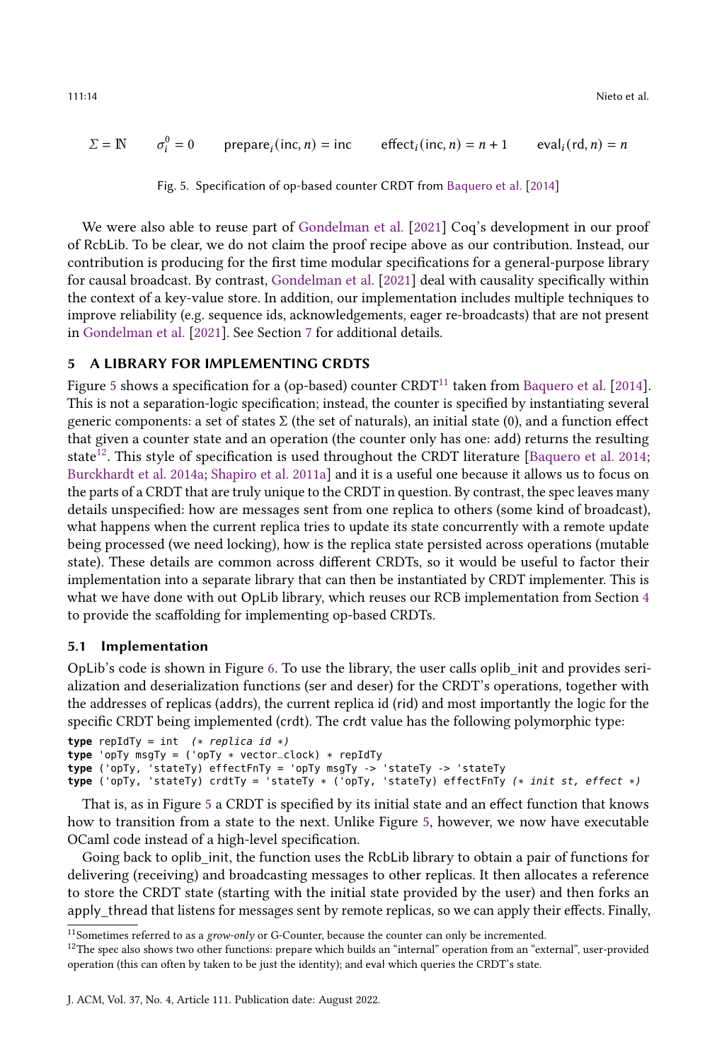$$\Sigma = \mathbb{N} \qquad \sigma_i^0 = 0 \qquad \text{prepare}_i(\text{inc}, n) = \text{inc} \qquad \text{effect}_i(\text{inc}, n) = n + 1 \qquad \text{eval}_i(\text{rd}, n) = n$$

Fig. 5. Specification of op-based counter CRDT from Baquero et al. [2014]

We were also able to reuse part of Gondelman et al. [2021] Coq's development in our proof of RcbLib. To be clear, we do not claim the proof recipe above as our contribution. Instead, our contribution is producing for the first time modular specifications for a general-purpose library for causal broadcast. By contrast, Gondelman et al. [2021] deal with causality specifically within the context of a key-value store. In addition, our implementation includes multiple techniques to improve reliability (e.g. sequence ids, acknowledgements, eager re-broadcasts) that are not present in Gondelman et al. [2021]. See Section 7 for additional details.

## 5 A LIBRARY FOR IMPLEMENTING CRDTS

Figure 5 shows a specification for a (op-based) counter CRDT[11] taken from Baquero et al. [2014]. This is not a separation-logic specification; instead, the counter is specified by instantiating several generic components: a set of states $\Sigma$ (the set of naturals), an initial state (0), and a function effect that given a counter state and an operation (the counter only has one: add) returns the resulting state[12]. This style of specification is used throughout the CRDT literature [Baquero et al. 2014; Burckhardt et al. 2014a; Shapiro et al. 2011a] and it is a useful one because it allows us to focus on the parts of a CRDT that are truly unique to the CRDT in question. By contrast, the spec leaves many details unspecified: how are messages sent from one replica to others (some kind of broadcast), what happens when the current replica tries to update its state concurrently with a remote update being processed (we need locking), how is the replica state persisted across operations (mutable state). These details are common across different CRDTs, so it would be useful to factor their implementation into a separate library that can then be instantiated by CRDT implementer. This is what we have done with out OpLib library, which reuses our RCB implementation from Section 4 to provide the scaffolding for implementing op-based CRDTs.

### 5.1 Implementation

OpLib's code is shown in Figure 6. To use the library, the user calls oplib_init and provides serialization and deserialization functions (ser and deser) for the CRDT's operations, together with the addresses of replicas (addrs), the current replica id (rid) and most importantly the logic for the specific CRDT being implemented (crdt). The crdt value has the following polymorphic type:

```
type repIdTy = int  (* replica id *)
type 'opTy msgTy = ('opTy * vector_clock) * repIdTy
type ('opTy, 'stateTy) effectFnTy = 'opTy msgTy -> 'stateTy -> 'stateTy
type ('opTy, 'stateTy) crdtTy = 'stateTy * ('opTy, 'stateTy) effectFnTy (* init st, effect *)
```

That is, as in Figure 5 a CRDT is specified by its initial state and an effect function that knows how to transition from a state to the next. Unlike Figure 5, however, we now have executable OCaml code instead of a high-level specification.

Going back to oplib_init, the function uses the RcbLib library to obtain a pair of functions for delivering (receiving) and broadcasting messages to other replicas. It then allocates a reference to store the CRDT state (starting with the initial state provided by the user) and then forks an apply_thread that listens for messages sent by remote replicas, so we can apply their effects. Finally,

[11] Sometimes referred to as a *grow-only* or G-Counter, because the counter can only be incremented.

[12] The spec also shows two other functions: prepare which builds an "internal" operation from an "external", user-provided operation (this can often by taken to be just the identity); and eval which queries the CRDT's state.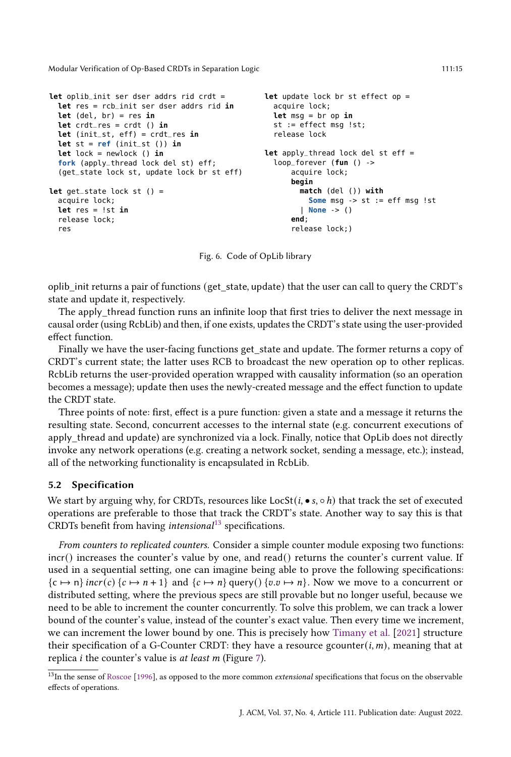```
let oplib_init ser dser addrs rid crdt =
  let res = rcb_init ser dser addrs rid in
  let (del, br) = res in
  let crdt_res = crdt () in
  let (init_st, eff) = crdt_res in
  let st = ref (init_st ()) in
  let lock = newlock () in
  fork (apply_thread lock del st) eff;
  (get_state lock st, update lock br st eff)

let get_state lock st () =
  acquire lock;
  let res = !st in
  release lock;
  res
```

```
let update lock br st effect op =
  acquire lock;
  let msg = br op in
  st := effect msg !st;
  release lock

let apply_thread lock del st eff =
  loop_forever (fun () ->
      acquire lock;
      begin
        match (del ()) with
          Some msg -> st := eff msg !st
        | None -> ()
      end;
      release lock;)
```

Fig. 6. Code of OpLib library

oplib_init returns a pair of functions (get_state, update) that the user can call to query the CRDT's state and update it, respectively.

The apply_thread function runs an infinite loop that first tries to deliver the next message in causal order (using RcbLib) and then, if one exists, updates the CRDT's state using the user-provided effect function.

Finally we have the user-facing functions get_state and update. The former returns a copy of CRDT's current state; the latter uses RCB to broadcast the new operation op to other replicas. RcbLib returns the user-provided operation wrapped with causality information (so an operation becomes a message); update then uses the newly-created message and the effect function to update the CRDT state.

Three points of note: first, effect is a pure function: given a state and a message it returns the resulting state. Second, concurrent accesses to the internal state (e.g. concurrent executions of apply_thread and update) are synchronized via a lock. Finally, notice that OpLib does not directly invoke any network operations (e.g. creating a network socket, sending a message, etc.); instead, all of the networking functionality is encapsulated in RcbLib.

### 5.2 Specification

We start by arguing why, for CRDTs, resources like $\mathsf{LocSt}(i, \bullet s, \circ h)$ that track the set of executed operations are preferable to those that track the CRDT's state. Another way to say this is that CRDTs benefit from having *intensional*[13] specifications.

*From counters to replicated counters.* Consider a simple counter module exposing two functions: incr() increases the counter's value by one, and read() returns the counter's current value. If used in a sequential setting, one can imagine being able to prove the following specifications: $\{c \mapsto n\}\, incr(c)\, \{c \mapsto n+1\}$ and $\{c \mapsto n\}\, \mathrm{query}()\, \{v.v \mapsto n\}$. Now we move to a concurrent or distributed setting, where the previous specs are still provable but no longer useful, because we need to be able to increment the counter concurrently. To solve this problem, we can track a lower bound of the counter's value, instead of the counter's exact value. Then every time we increment, we can increment the lower bound by one. This is precisely how Timany et al. [2021] structure their specification of a G-Counter CRDT: they have a resource $\mathrm{gcounter}(i, m)$, meaning that at replica $i$ the counter's value is *at least* $m$ (Figure 7).

[13] In the sense of Roscoe [1996], as opposed to the more common *extensional* specifications that focus on the observable effects of operations.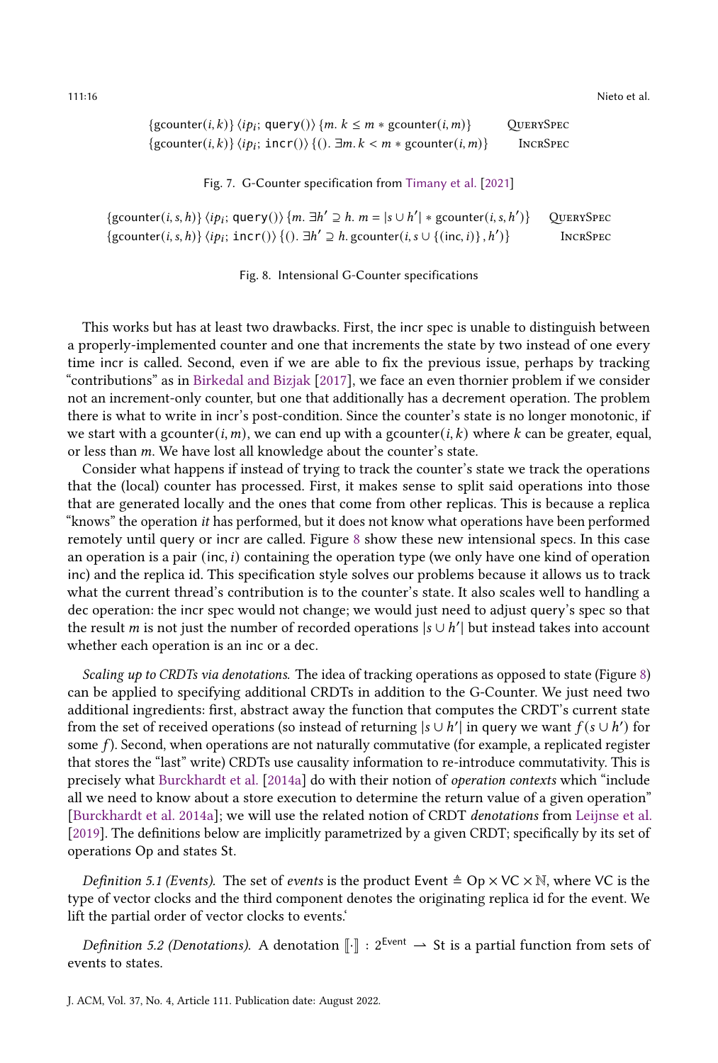$$\{\text{gcounter}(i,k)\}\ \langle ip_i;\ \texttt{query}()\rangle\ \{m.\ k \leq m * \text{gcounter}(i,m)\} \qquad \textsc{QuerySpec}$$

$$\{\text{gcounter}(i,k)\}\ \langle ip_i;\ \texttt{incr}()\rangle\ \{().\ \exists m.\ k < m * \text{gcounter}(i,m)\} \qquad \textsc{IncrSpec}$$

Fig. 7. G-Counter specification from Timany et al. [2021]

$$\{\text{gcounter}(i,s,h)\}\ \langle ip_i;\ \texttt{query}()\rangle\ \{m.\ \exists h' \supseteq h.\ m = |s \cup h'| * \text{gcounter}(i,s,h')\} \qquad \textsc{QuerySpec}$$

$$\{\text{gcounter}(i,s,h)\}\ \langle ip_i;\ \texttt{incr}()\rangle\ \{().\ \exists h' \supseteq h.\ \text{gcounter}(i, s \cup \{(\text{inc}, i)\}, h')\} \qquad \textsc{IncrSpec}$$

Fig. 8. Intensional G-Counter specifications

This works but has at least two drawbacks. First, the incr spec is unable to distinguish between a properly-implemented counter and one that increments the state by two instead of one every time incr is called. Second, even if we are able to fix the previous issue, perhaps by tracking "contributions" as in Birkedal and Bizjak [2017], we face an even thornier problem if we consider not an increment-only counter, but one that additionally has a decrement operation. The problem there is what to write in incr's post-condition. Since the counter's state is no longer monotonic, if we start with a $\text{gcounter}(i,m)$, we can end up with a $\text{gcounter}(i,k)$ where $k$ can be greater, equal, or less than $m$. We have lost all knowledge about the counter's state.

Consider what happens if instead of trying to track the counter's state we track the operations that the (local) counter has processed. First, it makes sense to split said operations into those that are generated locally and the ones that come from other replicas. This is because a replica "knows" the operation *it* has performed, but it does not know what operations have been performed remotely until query or incr are called. Figure 8 show these new intensional specs. In this case an operation is a pair $(\text{inc}, i)$ containing the operation type (we only have one kind of operation inc) and the replica id. This specification style solves our problems because it allows us to track what the current thread's contribution is to the counter's state. It also scales well to handling a dec operation: the incr spec would not change; we would just need to adjust query's spec so that the result $m$ is not just the number of recorded operations $|s \cup h'|$ but instead takes into account whether each operation is an inc or a dec.

*Scaling up to CRDTs via denotations.* The idea of tracking operations as opposed to state (Figure 8) can be applied to specifying additional CRDTs in addition to the G-Counter. We just need two additional ingredients: first, abstract away the function that computes the CRDT's current state from the set of received operations (so instead of returning $|s \cup h'|$ in query we want $f(s \cup h')$ for some $f$). Second, when operations are not naturally commutative (for example, a replicated register that stores the "last" write) CRDTs use causality information to re-introduce commutativity. This is precisely what Burckhardt et al. [2014a] do with their notion of *operation contexts* which "include all we need to know about a store execution to determine the return value of a given operation" [Burckhardt et al. 2014a]; we will use the related notion of CRDT *denotations* from Leijnse et al. [2019]. The definitions below are implicitly parametrized by a given CRDT; specifically by its set of operations Op and states St.

*Definition 5.1 (Events).* The set of *events* is the product $\text{Event} \triangleq \text{Op} \times \text{VC} \times \mathbb{N}$, where VC is the type of vector clocks and the third component denotes the originating replica id for the event. We lift the partial order of vector clocks to events.'

*Definition 5.2 (Denotations).* A denotation $[\![\cdot]\!] : 2^{\text{Event}} \rightharpoonup \text{St}$ is a partial function from sets of events to states.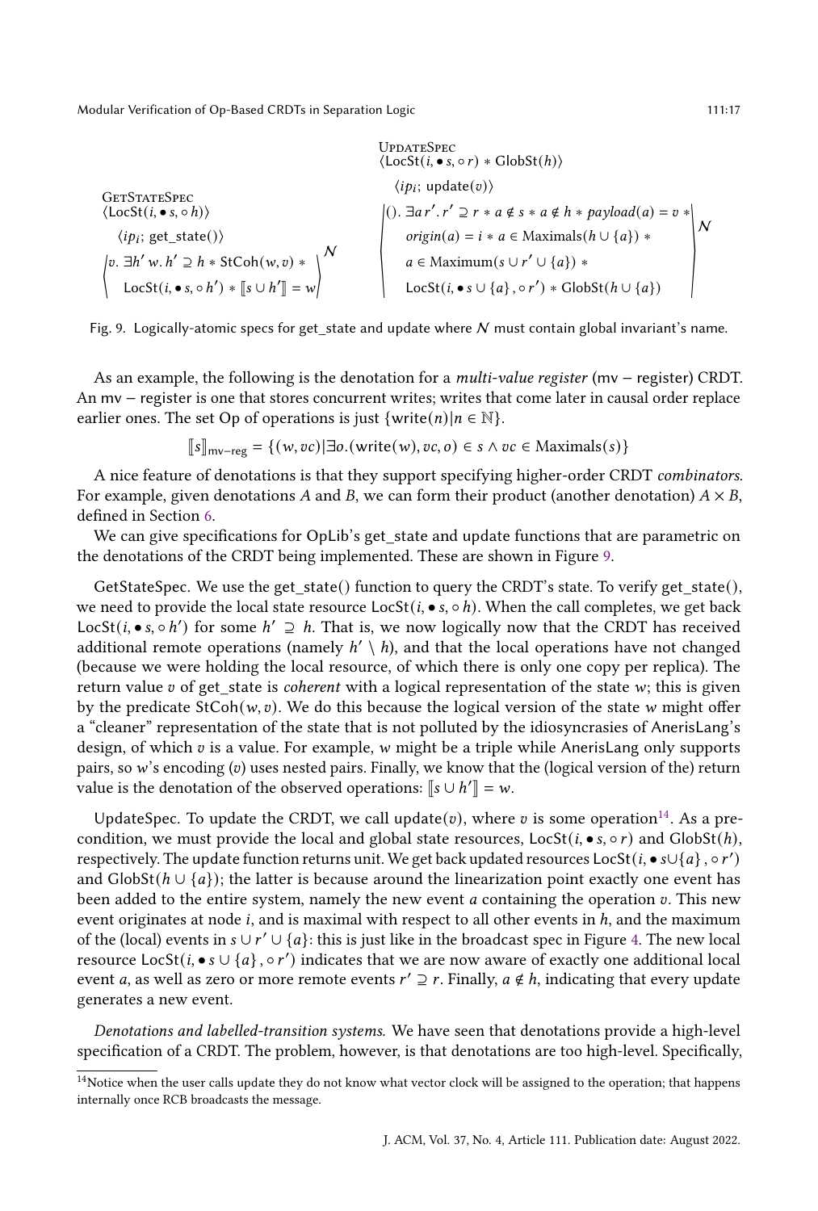GetStateSpec

$$\langle \mathsf{LocSt}(i, \bullet s, \circ h) \rangle$$
$$\langle ip_i;\ \mathsf{get\_state}() \rangle$$
$$\left\langle v.\ \exists h'\, w.\, h' \supseteq h * \mathsf{StCoh}(w, v) * \mathsf{LocSt}(i, \bullet s, \circ h') * [\![ s \cup h' ]\!] = w \right\rangle^{\mathcal{N}}$$

UpdateSpec

$$\langle \mathsf{LocSt}(i, \bullet s, \circ r) * \mathsf{GlobSt}(h) \rangle$$
$$\langle ip_i;\ \mathsf{update}(v) \rangle$$
$$\left\langle ().\ \exists a\, r'.\, r' \supseteq r * a \notin s * a \notin h * payload(a) = v * origin(a) = i * a \in \mathrm{Maximals}(h \cup \{a\}) * a \in \mathrm{Maximum}(s \cup r' \cup \{a\}) * \mathsf{LocSt}(i, \bullet s \cup \{a\}, \circ r') * \mathsf{GlobSt}(h \cup \{a\}) \right\rangle^{\mathcal{N}}$$

Fig. 9. Logically-atomic specs for get_state and update where $\mathcal{N}$ must contain global invariant's name.

As an example, the following is the denotation for a *multi-value register* (mv − register) CRDT. An mv − register is one that stores concurrent writes; writes that come later in causal order replace earlier ones. The set Op of operations is just $\{\mathsf{write}(n) | n \in \mathbb{N}\}$.

$$[\![ s ]\!]_{\mathsf{mv-reg}} = \{(w, vc) | \exists o.(\mathsf{write}(w), vc, o) \in s \land vc \in \mathrm{Maximals}(s)\}$$

A nice feature of denotations is that they support specifying higher-order CRDT *combinators*. For example, given denotations $A$ and $B$, we can form their product (another denotation) $A \times B$, defined in Section 6.

We can give specifications for OpLib's get_state and update functions that are parametric on the denotations of the CRDT being implemented. These are shown in Figure 9.

GetStateSpec. We use the get_state() function to query the CRDT's state. To verify get_state(), we need to provide the local state resource $\mathsf{LocSt}(i, \bullet s, \circ h)$. When the call completes, we get back $\mathsf{LocSt}(i, \bullet s, \circ h')$ for some $h' \supseteq h$. That is, we now logically now that the CRDT has received additional remote operations (namely $h' \setminus h$), and that the local operations have not changed (because we were holding the local resource, of which there is only one copy per replica). The return value $v$ of get_state is *coherent* with a logical representation of the state $w$; this is given by the predicate $\mathsf{StCoh}(w, v)$. We do this because the logical version of the state $w$ might offer a "cleaner" representation of the state that is not polluted by the idiosyncrasies of AnerisLang's design, of which $v$ is a value. For example, $w$ might be a triple while AnerisLang only supports pairs, so $w$'s encoding ($v$) uses nested pairs. Finally, we know that the (logical version of the) return value is the denotation of the observed operations: $[\![ s \cup h' ]\!] = w$.

UpdateSpec. To update the CRDT, we call update($v$), where $v$ is some operation[14]. As a precondition, we must provide the local and global state resources, $\mathsf{LocSt}(i, \bullet s, \circ r)$ and $\mathsf{GlobSt}(h)$, respectively. The update function returns unit. We get back updated resources $\mathsf{LocSt}(i, \bullet s \cup \{a\}, \circ r')$ and $\mathsf{GlobSt}(h \cup \{a\})$; the latter is because around the linearization point exactly one event has been added to the entire system, namely the new event $a$ containing the operation $v$. This new event originates at node $i$, and is maximal with respect to all other events in $h$, and the maximum of the (local) events in $s \cup r' \cup \{a\}$: this is just like in the broadcast spec in Figure 4. The new local resource $\mathsf{LocSt}(i, \bullet s \cup \{a\}, \circ r')$ indicates that we are now aware of exactly one additional local event $a$, as well as zero or more remote events $r' \supseteq r$. Finally, $a \notin h$, indicating that every update generates a new event.

*Denotations and labelled-transition systems.* We have seen that denotations provide a high-level specification of a CRDT. The problem, however, is that denotations are too high-level. Specifically,

[14]Notice when the user calls update they do not know what vector clock will be assigned to the operation; that happens internally once RCB broadcasts the message.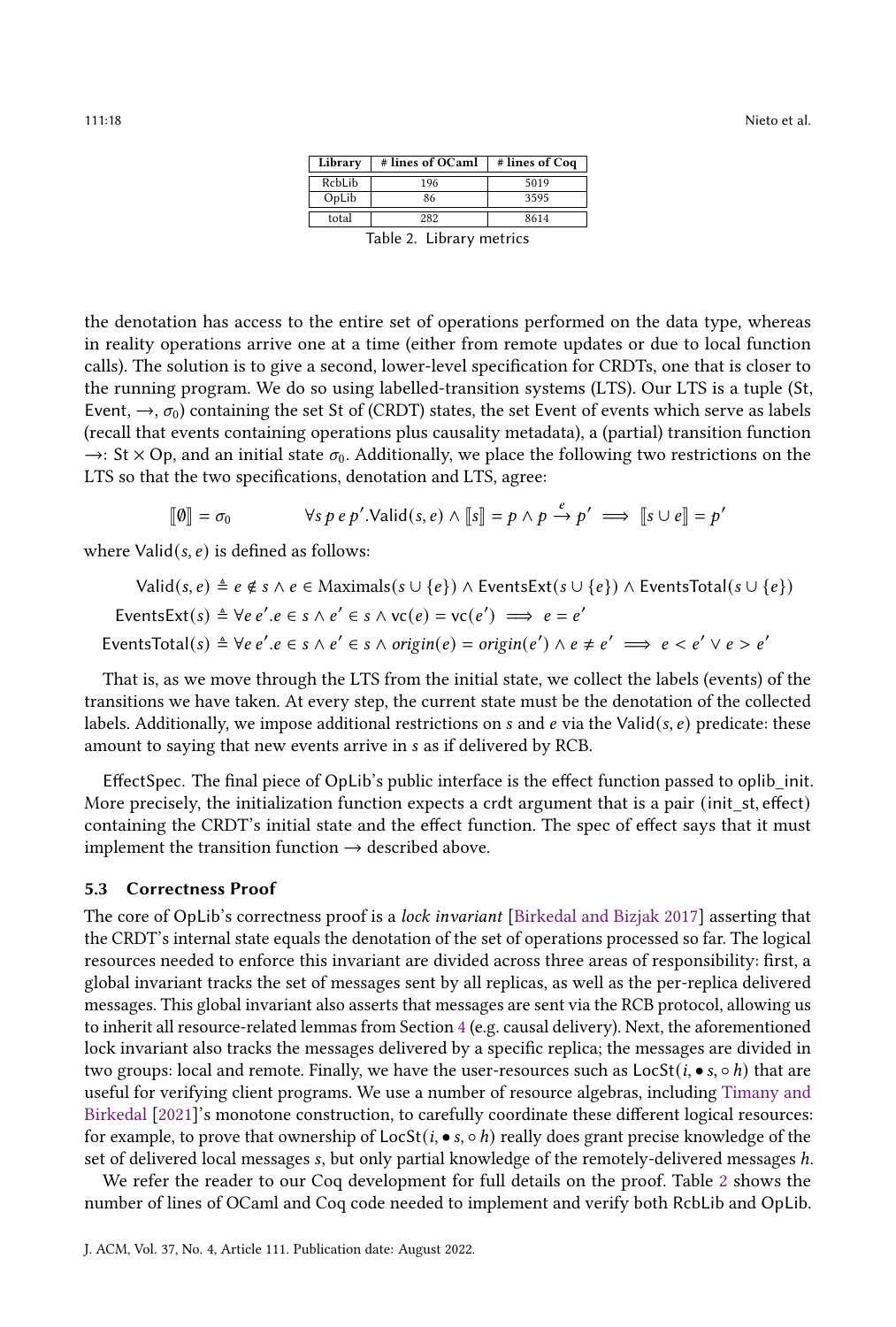| Library | # lines of OCaml | # lines of Coq |
|---|---|---|
| RcbLib | 196 | 5019 |
| OpLib | 86 | 3595 |
| total | 282 | 8614 |

Table 2. Library metrics

the denotation has access to the entire set of operations performed on the data type, whereas in reality operations arrive one at a time (either from remote updates or due to local function calls). The solution is to give a second, lower-level specification for CRDTs, one that is closer to the running program. We do so using labelled-transition systems (LTS). Our LTS is a tuple (St, Event, $\rightarrow$, $\sigma_0$) containing the set St of (CRDT) states, the set Event of events which serve as labels (recall that events containing operations plus causality metadata), a (partial) transition function $\rightarrow$: St $\times$ Op, and an initial state $\sigma_0$. Additionally, we place the following two restrictions on the LTS so that the two specifications, denotation and LTS, agree:

$$[\![\emptyset]\!] = \sigma_0 \qquad\qquad \forall s\, p\, e\, p'. \mathsf{Valid}(s, e) \wedge [\![s]\!] = p \wedge p \xrightarrow{e} p' \implies [\![s \cup e]\!] = p'$$

where $\mathsf{Valid}(s, e)$ is defined as follows:

$$\mathsf{Valid}(s, e) \triangleq e \notin s \wedge e \in \mathrm{Maximals}(s \cup \{e\}) \wedge \mathsf{EventsExt}(s \cup \{e\}) \wedge \mathsf{EventsTotal}(s \cup \{e\})$$

$$\mathsf{EventsExt}(s) \triangleq \forall e\, e'. e \in s \wedge e' \in s \wedge \mathsf{vc}(e) = \mathsf{vc}(e') \implies e = e'$$

$$\mathsf{EventsTotal}(s) \triangleq \forall e\, e'. e \in s \wedge e' \in s \wedge \mathit{origin}(e) = \mathit{origin}(e') \wedge e \neq e' \implies e < e' \vee e > e'$$

That is, as we move through the LTS from the initial state, we collect the labels (events) of the transitions we have taken. At every step, the current state must be the denotation of the collected labels. Additionally, we impose additional restrictions on $s$ and $e$ via the $\mathsf{Valid}(s, e)$ predicate: these amount to saying that new events arrive in $s$ as if delivered by RCB.

EffectSpec. The final piece of OpLib's public interface is the effect function passed to oplib_init. More precisely, the initialization function expects a crdt argument that is a pair (init_st, effect) containing the CRDT's initial state and the effect function. The spec of effect says that it must implement the transition function $\rightarrow$ described above.

### 5.3 Correctness Proof

The core of OpLib's correctness proof is a *lock invariant* [Birkedal and Bizjak 2017] asserting that the CRDT's internal state equals the denotation of the set of operations processed so far. The logical resources needed to enforce this invariant are divided across three areas of responsibility: first, a global invariant tracks the set of messages sent by all replicas, as well as the per-replica delivered messages. This global invariant also asserts that messages are sent via the RCB protocol, allowing us to inherit all resource-related lemmas from Section 4 (e.g. causal delivery). Next, the aforementioned lock invariant also tracks the messages delivered by a specific replica; the messages are divided in two groups: local and remote. Finally, we have the user-resources such as $\mathsf{LocSt}(i, \bullet s, \circ h)$ that are useful for verifying client programs. We use a number of resource algebras, including Timany and Birkedal [2021]'s monotone construction, to carefully coordinate these different logical resources: for example, to prove that ownership of $\mathsf{LocSt}(i, \bullet s, \circ h)$ really does grant precise knowledge of the set of delivered local messages $s$, but only partial knowledge of the remotely-delivered messages $h$.

We refer the reader to our Coq development for full details on the proof. Table 2 shows the number of lines of OCaml and Coq code needed to implement and verify both RcbLib and OpLib.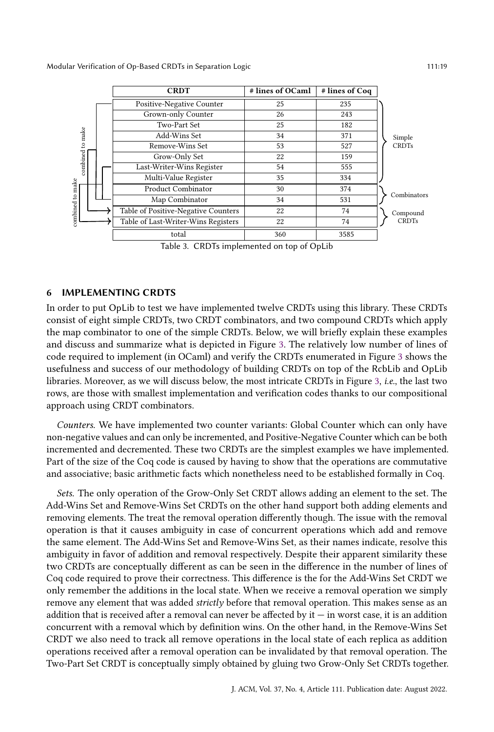| CRDT | # lines of OCaml | # lines of Coq | |
|---|---|---|---|
| Positive-Negative Counter | 25 | 235 | Simple CRDTs |
| Grown-only Counter | 26 | 243 | |
| Two-Part Set | 25 | 182 | |
| Add-Wins Set | 34 | 371 | |
| Remove-Wins Set | 53 | 527 | |
| Grow-Only Set | 22 | 159 | |
| Last-Writer-Wins Register | 54 | 555 | |
| Multi-Value Register | 35 | 334 | |
| Product Combinator | 30 | 374 | Combinators |
| Map Combinator | 34 | 531 | |
| Table of Positive-Negative Counters | 22 | 74 | Compound CRDTs |
| Table of Last-Writer-Wins Registers | 22 | 74 | |
| total | 360 | 3585 | |

Table 3. CRDTs implemented on top of OpLib

## 6 IMPLEMENTING CRDTS

In order to put OpLib to test we have implemented twelve CRDTs using this library. These CRDTs consist of eight simple CRDTs, two CRDT combinators, and two compound CRDTs which apply the map combinator to one of the simple CRDTs. Below, we will briefly explain these examples and discuss and summarize what is depicted in Figure 3. The relatively low number of lines of code required to implement (in OCaml) and verify the CRDTs enumerated in Figure 3 shows the usefulness and success of our methodology of building CRDTs on top of the RcbLib and OpLib libraries. Moreover, as we will discuss below, the most intricate CRDTs in Figure 3, *i.e.*, the last two rows, are those with smallest implementation and verification codes thanks to our compositional approach using CRDT combinators.

*Counters.* We have implemented two counter variants: Global Counter which can only have non-negative values and can only be incremented, and Positive-Negative Counter which can be both incremented and decremented. These two CRDTs are the simplest examples we have implemented. Part of the size of the Coq code is caused by having to show that the operations are commutative and associative; basic arithmetic facts which nonetheless need to be established formally in Coq.

*Sets.* The only operation of the Grow-Only Set CRDT allows adding an element to the set. The Add-Wins Set and Remove-Wins Set CRDTs on the other hand support both adding elements and removing elements. The treat the removal operation differently though. The issue with the removal operation is that it causes ambiguity in case of concurrent operations which add and remove the same element. The Add-Wins Set and Remove-Wins Set, as their names indicate, resolve this ambiguity in favor of addition and removal respectively. Despite their apparent similarity these two CRDTs are conceptually different as can be seen in the difference in the number of lines of Coq code required to prove their correctness. This difference is the for the Add-Wins Set CRDT we only remember the additions in the local state. When we receive a removal operation we simply remove any element that was added *strictly* before that removal operation. This makes sense as an addition that is received after a removal can never be affected by it — in worst case, it is an addition concurrent with a removal which by definition wins. On the other hand, in the Remove-Wins Set CRDT we also need to track all remove operations in the local state of each replica as addition operations received after a removal operation can be invalidated by that removal operation. The Two-Part Set CRDT is conceptually simply obtained by gluing two Grow-Only Set CRDTs together.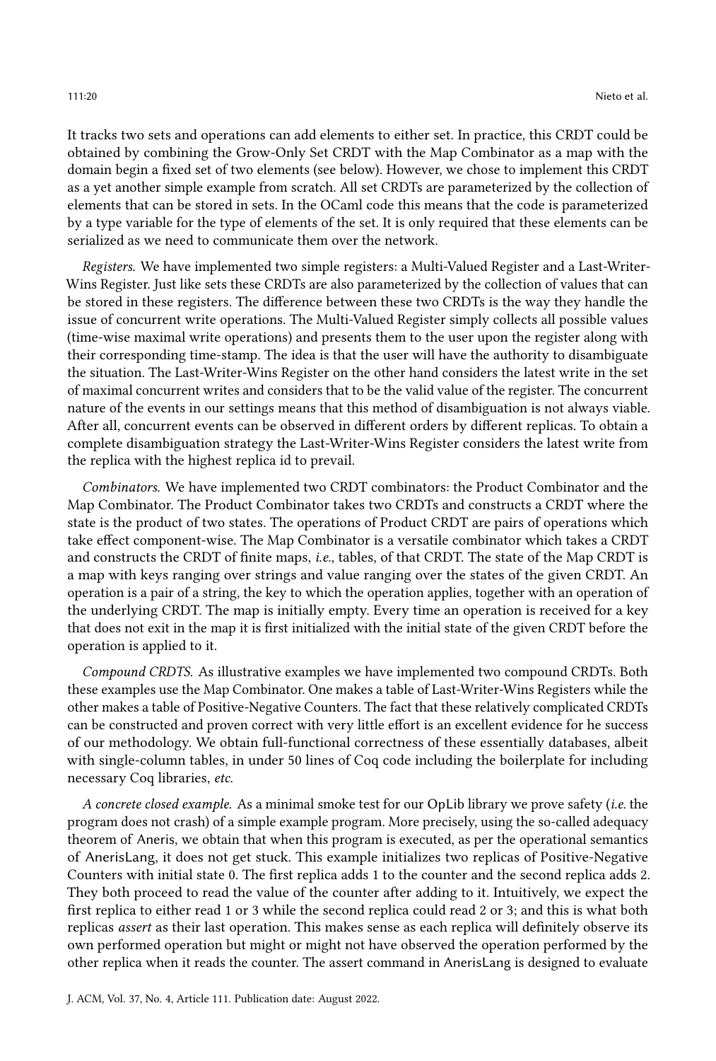It tracks two sets and operations can add elements to either set. In practice, this CRDT could be obtained by combining the Grow-Only Set CRDT with the Map Combinator as a map with the domain begin a fixed set of two elements (see below). However, we chose to implement this CRDT as a yet another simple example from scratch. All set CRDTs are parameterized by the collection of elements that can be stored in sets. In the OCaml code this means that the code is parameterized by a type variable for the type of elements of the set. It is only required that these elements can be serialized as we need to communicate them over the network.

*Registers.* We have implemented two simple registers: a Multi-Valued Register and a Last-Writer-Wins Register. Just like sets these CRDTs are also parameterized by the collection of values that can be stored in these registers. The difference between these two CRDTs is the way they handle the issue of concurrent write operations. The Multi-Valued Register simply collects all possible values (time-wise maximal write operations) and presents them to the user upon the register along with their corresponding time-stamp. The idea is that the user will have the authority to disambiguate the situation. The Last-Writer-Wins Register on the other hand considers the latest write in the set of maximal concurrent writes and considers that to be the valid value of the register. The concurrent nature of the events in our settings means that this method of disambiguation is not always viable. After all, concurrent events can be observed in different orders by different replicas. To obtain a complete disambiguation strategy the Last-Writer-Wins Register considers the latest write from the replica with the highest replica id to prevail.

*Combinators.* We have implemented two CRDT combinators: the Product Combinator and the Map Combinator. The Product Combinator takes two CRDTs and constructs a CRDT where the state is the product of two states. The operations of Product CRDT are pairs of operations which take effect component-wise. The Map Combinator is a versatile combinator which takes a CRDT and constructs the CRDT of finite maps, *i.e.*, tables, of that CRDT. The state of the Map CRDT is a map with keys ranging over strings and value ranging over the states of the given CRDT. An operation is a pair of a string, the key to which the operation applies, together with an operation of the underlying CRDT. The map is initially empty. Every time an operation is received for a key that does not exit in the map it is first initialized with the initial state of the given CRDT before the operation is applied to it.

*Compound CRDTS.* As illustrative examples we have implemented two compound CRDTs. Both these examples use the Map Combinator. One makes a table of Last-Writer-Wins Registers while the other makes a table of Positive-Negative Counters. The fact that these relatively complicated CRDTs can be constructed and proven correct with very little effort is an excellent evidence for he success of our methodology. We obtain full-functional correctness of these essentially databases, albeit with single-column tables, in under 50 lines of Coq code including the boilerplate for including necessary Coq libraries, *etc.*

*A concrete closed example.* As a minimal smoke test for our OpLib library we prove safety (*i.e.* the program does not crash) of a simple example program. More precisely, using the so-called adequacy theorem of Aneris, we obtain that when this program is executed, as per the operational semantics of AnerisLang, it does not get stuck. This example initializes two replicas of Positive-Negative Counters with initial state 0. The first replica adds 1 to the counter and the second replica adds 2. They both proceed to read the value of the counter after adding to it. Intuitively, we expect the first replica to either read 1 or 3 while the second replica could read 2 or 3; and this is what both replicas *assert* as their last operation. This makes sense as each replica will definitely observe its own performed operation but might or might not have observed the operation performed by the other replica when it reads the counter. The assert command in AnerisLang is designed to evaluate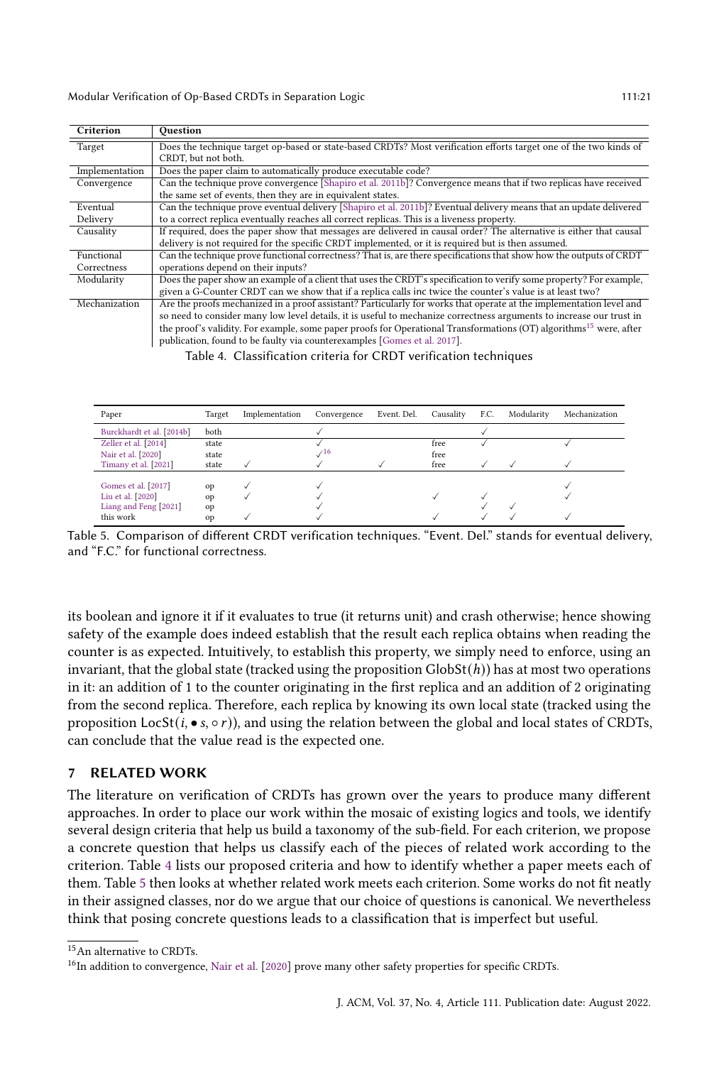| Criterion | Question |
|---|---|
| Target | Does the technique target op-based or state-based CRDTs? Most verification efforts target one of the two kinds of CRDT, but not both. |
| Implementation | Does the paper claim to automatically produce executable code? |
| Convergence | Can the technique prove convergence [Shapiro et al. 2011b]? Convergence means that if two replicas have received the same set of events, then they are in equivalent states. |
| Eventual Delivery | Can the technique prove eventual delivery [Shapiro et al. 2011b]? Eventual delivery means that an update delivered to a correct replica eventually reaches all correct replicas. This is a liveness property. |
| Causality | If required, does the paper show that messages are delivered in causal order? The alternative is either that causal delivery is not required for the specific CRDT implemented, or it is required but is then assumed. |
| Functional Correctness | Can the technique prove functional correctness? That is, are there specifications that show how the outputs of CRDT operations depend on their inputs? |
| Modularity | Does the paper show an example of a client that uses the CRDT's specification to verify some property? For example, given a G-Counter CRDT can we show that if a replica calls inc twice the counter's value is at least two? |
| Mechanization | Are the proofs mechanized in a proof assistant? Particularly for works that operate at the implementation level and so need to consider many low level details, it is useful to mechanize correctness arguments to increase our trust in the proof's validity. For example, some paper proofs for Operational Transformations (OT) algorithms[15] were, after publication, found to be faulty via counterexamples [Gomes et al. 2017]. |

Table 4. Classification criteria for CRDT verification techniques

| Paper | Target | Implementation | Convergence | Event. Del. | Causality | F.C. | Modularity | Mechanization |
|---|---|---|---|---|---|---|---|---|
| Burckhardt et al. [2014b] | both | | ✓ | | | ✓ | | |
| Zeller et al. [2014] | state | | ✓ | | free | ✓ | | ✓ |
| Nair et al. [2020] | state | | ✓[16] | | free | | | |
| Timany et al. [2021] | state | ✓ | ✓ | ✓ | free | ✓ | ✓ | ✓ |
| Gomes et al. [2017] | op | ✓ | ✓ | | | | | ✓ |
| Liu et al. [2020] | op | ✓ | ✓ | | ✓ | ✓ | | ✓ |
| Liang and Feng [2021] | op | | ✓ | | | ✓ | ✓ | |
| this work | op | ✓ | ✓ | | ✓ | ✓ | ✓ | ✓ |

Table 5. Comparison of different CRDT verification techniques. "Event. Del." stands for eventual delivery, and "F.C." for functional correctness.

its boolean and ignore it if it evaluates to true (it returns unit) and crash otherwise; hence showing safety of the example does indeed establish that the result each replica obtains when reading the counter is as expected. Intuitively, to establish this property, we simply need to enforce, using an invariant, that the global state (tracked using the proposition $\mathrm{GlobSt}(h)$) has at most two operations in it: an addition of 1 to the counter originating in the first replica and an addition of 2 originating from the second replica. Therefore, each replica by knowing its own local state (tracked using the proposition $\mathrm{LocSt}(i, \bullet s, \circ r)$), and using the relation between the global and local states of CRDTs, can conclude that the value read is the expected one.

## 7 RELATED WORK

The literature on verification of CRDTs has grown over the years to produce many different approaches. In order to place our work within the mosaic of existing logics and tools, we identify several design criteria that help us build a taxonomy of the sub-field. For each criterion, we propose a concrete question that helps us classify each of the pieces of related work according to the criterion. Table 4 lists our proposed criteria and how to identify whether a paper meets each of them. Table 5 then looks at whether related work meets each criterion. Some works do not fit neatly in their assigned classes, nor do we argue that our choice of questions is canonical. We nevertheless think that posing concrete questions leads to a classification that is imperfect but useful.

[15] An alternative to CRDTs.

[16] In addition to convergence, Nair et al. [2020] prove many other safety properties for specific CRDTs.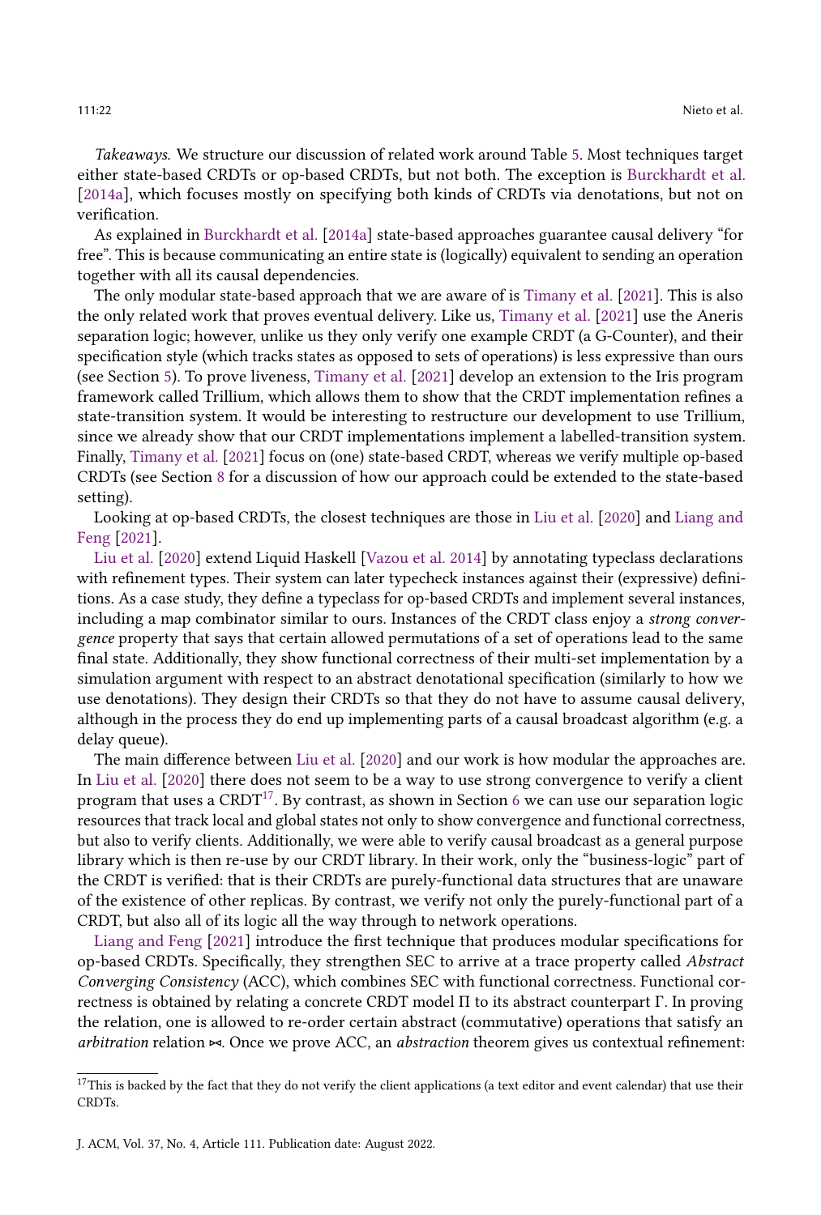*Takeaways.* We structure our discussion of related work around Table 5. Most techniques target either state-based CRDTs or op-based CRDTs, but not both. The exception is Burckhardt et al. [2014a], which focuses mostly on specifying both kinds of CRDTs via denotations, but not on verification.

As explained in Burckhardt et al. [2014a] state-based approaches guarantee causal delivery "for free". This is because communicating an entire state is (logically) equivalent to sending an operation together with all its causal dependencies.

The only modular state-based approach that we are aware of is Timany et al. [2021]. This is also the only related work that proves eventual delivery. Like us, Timany et al. [2021] use the Aneris separation logic; however, unlike us they only verify one example CRDT (a G-Counter), and their specification style (which tracks states as opposed to sets of operations) is less expressive than ours (see Section 5). To prove liveness, Timany et al. [2021] develop an extension to the Iris program framework called Trillium, which allows them to show that the CRDT implementation refines a state-transition system. It would be interesting to restructure our development to use Trillium, since we already show that our CRDT implementations implement a labelled-transition system. Finally, Timany et al. [2021] focus on (one) state-based CRDT, whereas we verify multiple op-based CRDTs (see Section 8 for a discussion of how our approach could be extended to the state-based setting).

Looking at op-based CRDTs, the closest techniques are those in Liu et al. [2020] and Liang and Feng [2021].

Liu et al. [2020] extend Liquid Haskell [Vazou et al. 2014] by annotating typeclass declarations with refinement types. Their system can later typecheck instances against their (expressive) definitions. As a case study, they define a typeclass for op-based CRDTs and implement several instances, including a map combinator similar to ours. Instances of the CRDT class enjoy a *strong convergence* property that says that certain allowed permutations of a set of operations lead to the same final state. Additionally, they show functional correctness of their multi-set implementation by a simulation argument with respect to an abstract denotational specification (similarly to how we use denotations). They design their CRDTs so that they do not have to assume causal delivery, although in the process they do end up implementing parts of a causal broadcast algorithm (e.g. a delay queue).

The main difference between Liu et al. [2020] and our work is how modular the approaches are. In Liu et al. [2020] there does not seem to be a way to use strong convergence to verify a client program that uses a CRDT[17]. By contrast, as shown in Section 6 we can use our separation logic resources that track local and global states not only to show convergence and functional correctness, but also to verify clients. Additionally, we were able to verify causal broadcast as a general purpose library which is then re-use by our CRDT library. In their work, only the "business-logic" part of the CRDT is verified: that is their CRDTs are purely-functional data structures that are unaware of the existence of other replicas. By contrast, we verify not only the purely-functional part of a CRDT, but also all of its logic all the way through to network operations.

Liang and Feng [2021] introduce the first technique that produces modular specifications for op-based CRDTs. Specifically, they strengthen SEC to arrive at a trace property called *Abstract Converging Consistency* (ACC), which combines SEC with functional correctness. Functional correctness is obtained by relating a concrete CRDT model $\Pi$ to its abstract counterpart $\Gamma$. In proving the relation, one is allowed to re-order certain abstract (commutative) operations that satisfy an *arbitration* relation $\bowtie$. Once we prove ACC, an *abstraction* theorem gives us contextual refinement:

[17] This is backed by the fact that they do not verify the client applications (a text editor and event calendar) that use their CRDTs.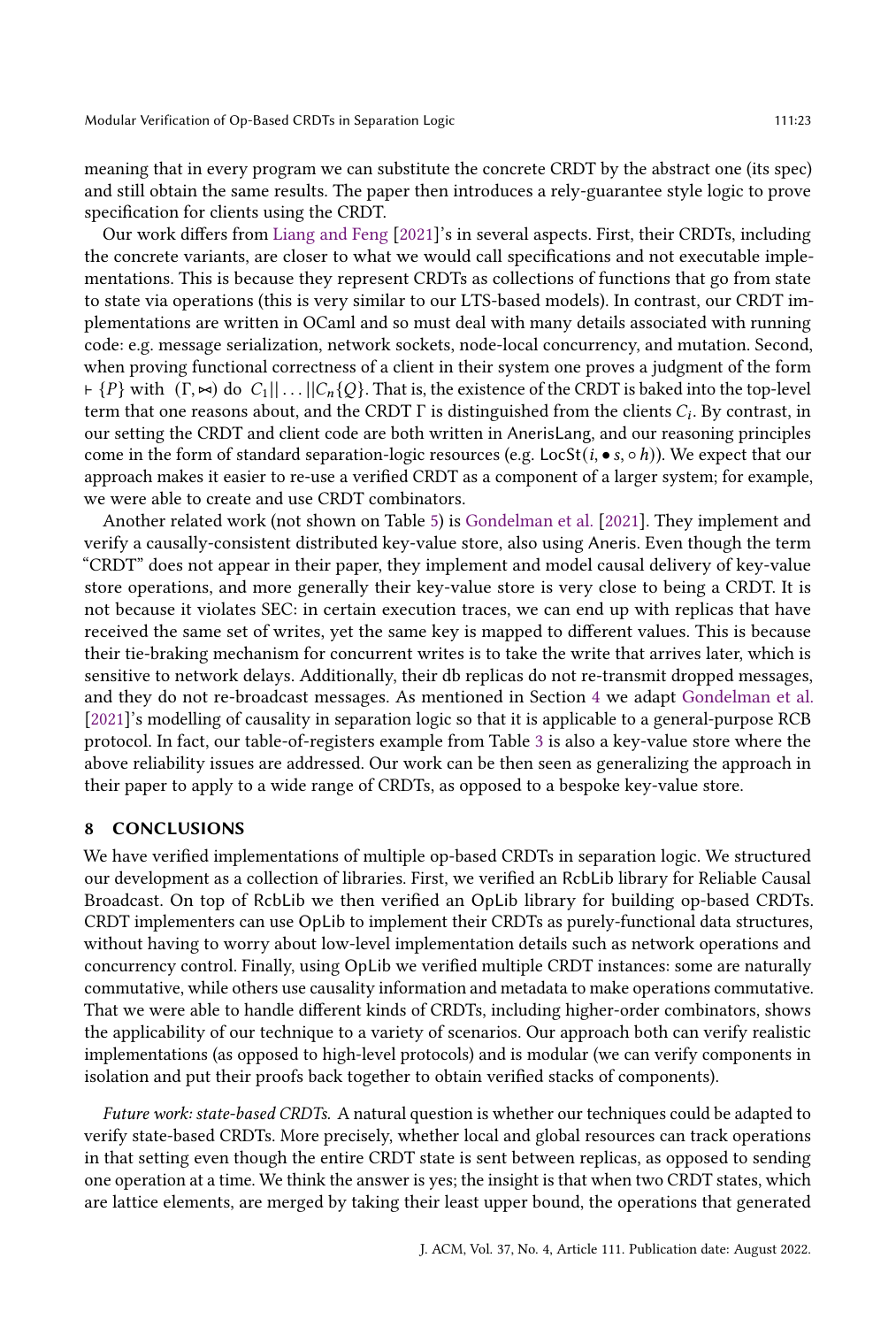meaning that in every program we can substitute the concrete CRDT by the abstract one (its spec) and still obtain the same results. The paper then introduces a rely-guarantee style logic to prove specification for clients using the CRDT.

Our work differs from Liang and Feng [2021]'s in several aspects. First, their CRDTs, including the concrete variants, are closer to what we would call specifications and not executable implementations. This is because they represent CRDTs as collections of functions that go from state to state via operations (this is very similar to our LTS-based models). In contrast, our CRDT implementations are written in OCaml and so must deal with many details associated with running code: e.g. message serialization, network sockets, node-local concurrency, and mutation. Second, when proving functional correctness of a client in their system one proves a judgment of the form $\vdash \{P\}$ with $(\Gamma, \bowtie)$ do $C_1 || \ldots || C_n \{Q\}$. That is, the existence of the CRDT is baked into the top-level term that one reasons about, and the CRDT $\Gamma$ is distinguished from the clients $C_i$. By contrast, in our setting the CRDT and client code are both written in AnerisLang, and our reasoning principles come in the form of standard separation-logic resources (e.g. $\mathsf{LocSt}(i, \bullet\, s, \circ\, h)$). We expect that our approach makes it easier to re-use a verified CRDT as a component of a larger system; for example, we were able to create and use CRDT combinators.

Another related work (not shown on Table 5) is Gondelman et al. [2021]. They implement and verify a causally-consistent distributed key-value store, also using Aneris. Even though the term "CRDT" does not appear in their paper, they implement and model causal delivery of key-value store operations, and more generally their key-value store is very close to being a CRDT. It is not because it violates SEC: in certain execution traces, we can end up with replicas that have received the same set of writes, yet the same key is mapped to different values. This is because their tie-braking mechanism for concurrent writes is to take the write that arrives later, which is sensitive to network delays. Additionally, their db replicas do not re-transmit dropped messages, and they do not re-broadcast messages. As mentioned in Section 4 we adapt Gondelman et al. [2021]'s modelling of causality in separation logic so that it is applicable to a general-purpose RCB protocol. In fact, our table-of-registers example from Table 3 is also a key-value store where the above reliability issues are addressed. Our work can be then seen as generalizing the approach in their paper to apply to a wide range of CRDTs, as opposed to a bespoke key-value store.

## 8 CONCLUSIONS

We have verified implementations of multiple op-based CRDTs in separation logic. We structured our development as a collection of libraries. First, we verified an RcbLib library for Reliable Causal Broadcast. On top of RcbLib we then verified an OpLib library for building op-based CRDTs. CRDT implementers can use OpLib to implement their CRDTs as purely-functional data structures, without having to worry about low-level implementation details such as network operations and concurrency control. Finally, using OpLib we verified multiple CRDT instances: some are naturally commutative, while others use causality information and metadata to make operations commutative. That we were able to handle different kinds of CRDTs, including higher-order combinators, shows the applicability of our technique to a variety of scenarios. Our approach both can verify realistic implementations (as opposed to high-level protocols) and is modular (we can verify components in isolation and put their proofs back together to obtain verified stacks of components).

*Future work: state-based CRDTs.* A natural question is whether our techniques could be adapted to verify state-based CRDTs. More precisely, whether local and global resources can track operations in that setting even though the entire CRDT state is sent between replicas, as opposed to sending one operation at a time. We think the answer is yes; the insight is that when two CRDT states, which are lattice elements, are merged by taking their least upper bound, the operations that generated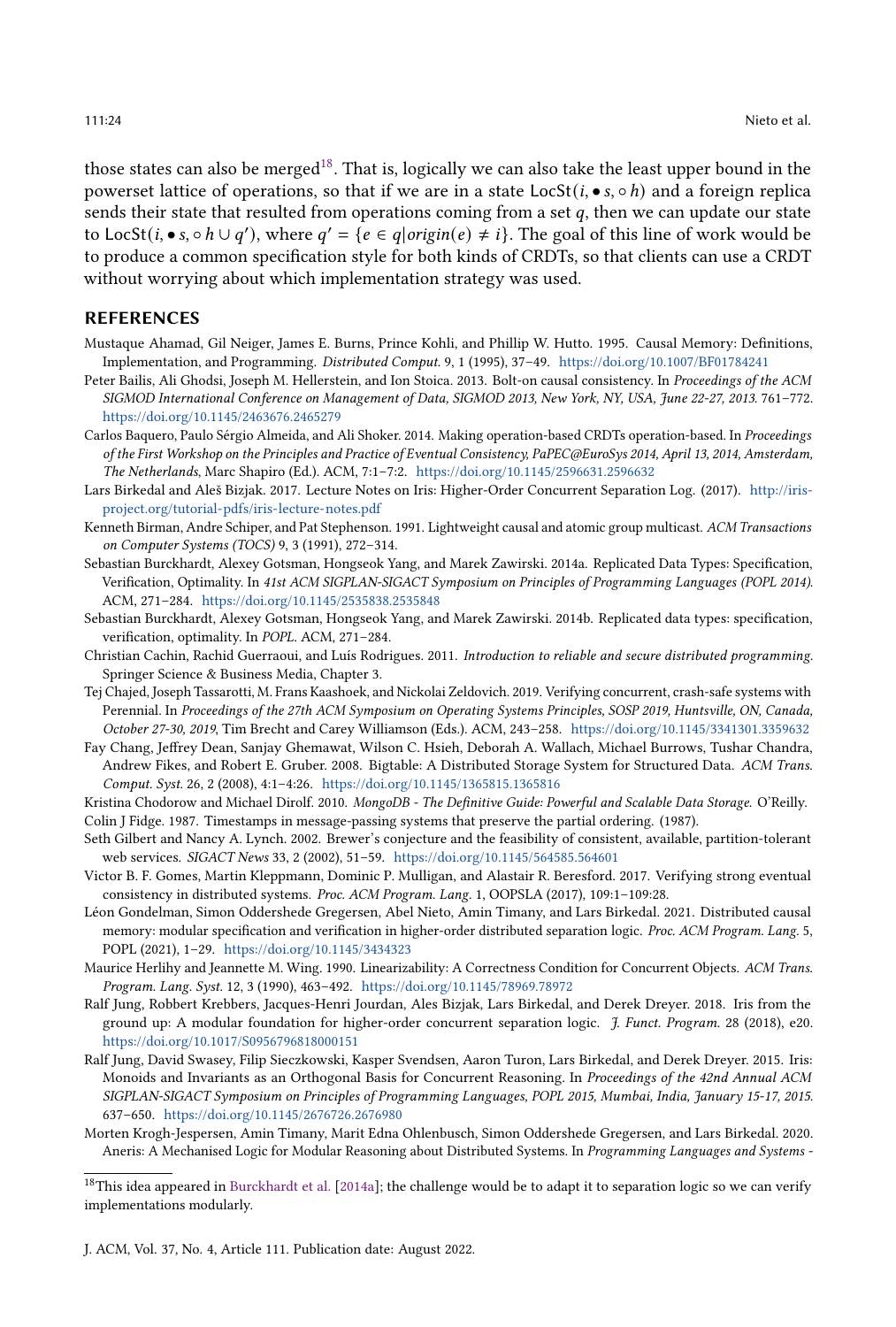those states can also be merged[18]. That is, logically we can also take the least upper bound in the powerset lattice of operations, so that if we are in a state $\mathrm{LocSt}(i, \bullet s, \circ h)$ and a foreign replica sends their state that resulted from operations coming from a set $q$, then we can update our state to $\mathrm{LocSt}(i, \bullet s, \circ h \cup q')$, where $q' = \{e \in q | origin(e) \neq i\}$. The goal of this line of work would be to produce a common specification style for both kinds of CRDTs, so that clients can use a CRDT without worrying about which implementation strategy was used.

## REFERENCES

Mustaque Ahamad, Gil Neiger, James E. Burns, Prince Kohli, and Phillip W. Hutto. 1995. Causal Memory: Definitions, Implementation, and Programming. *Distributed Comput.* 9, 1 (1995), 37–49. https://doi.org/10.1007/BF01784241

Peter Bailis, Ali Ghodsi, Joseph M. Hellerstein, and Ion Stoica. 2013. Bolt-on causal consistency. In *Proceedings of the ACM SIGMOD International Conference on Management of Data, SIGMOD 2013, New York, NY, USA, June 22-27, 2013.* 761–772. https://doi.org/10.1145/2463676.2465279

Carlos Baquero, Paulo Sérgio Almeida, and Ali Shoker. 2014. Making operation-based CRDTs operation-based. In *Proceedings of the First Workshop on the Principles and Practice of Eventual Consistency, PaPEC@EuroSys 2014, April 13, 2014, Amsterdam, The Netherlands*, Marc Shapiro (Ed.). ACM, 7:1–7:2. https://doi.org/10.1145/2596631.2596632

Lars Birkedal and Aleš Bizjak. 2017. Lecture Notes on Iris: Higher-Order Concurrent Separation Log. (2017). http://iris-project.org/tutorial-pdfs/iris-lecture-notes.pdf

Kenneth Birman, Andre Schiper, and Pat Stephenson. 1991. Lightweight causal and atomic group multicast. *ACM Transactions on Computer Systems (TOCS)* 9, 3 (1991), 272–314.

Sebastian Burckhardt, Alexey Gotsman, Hongseok Yang, and Marek Zawirski. 2014a. Replicated Data Types: Specification, Verification, Optimality. In *41st ACM SIGPLAN-SIGACT Symposium on Principles of Programming Languages (POPL 2014).* ACM, 271–284. https://doi.org/10.1145/2535838.2535848

Sebastian Burckhardt, Alexey Gotsman, Hongseok Yang, and Marek Zawirski. 2014b. Replicated data types: specification, verification, optimality. In *POPL*. ACM, 271–284.

Christian Cachin, Rachid Guerraoui, and Luís Rodrigues. 2011. *Introduction to reliable and secure distributed programming.* Springer Science & Business Media, Chapter 3.

Tej Chajed, Joseph Tassarotti, M. Frans Kaashoek, and Nickolai Zeldovich. 2019. Verifying concurrent, crash-safe systems with Perennial. In *Proceedings of the 27th ACM Symposium on Operating Systems Principles, SOSP 2019, Huntsville, ON, Canada, October 27-30, 2019*, Tim Brecht and Carey Williamson (Eds.). ACM, 243–258. https://doi.org/10.1145/3341301.3359632

Fay Chang, Jeffrey Dean, Sanjay Ghemawat, Wilson C. Hsieh, Deborah A. Wallach, Michael Burrows, Tushar Chandra, Andrew Fikes, and Robert E. Gruber. 2008. Bigtable: A Distributed Storage System for Structured Data. *ACM Trans. Comput. Syst.* 26, 2 (2008), 4:1–4:26. https://doi.org/10.1145/1365815.1365816

Kristina Chodorow and Michael Dirolf. 2010. *MongoDB - The Definitive Guide: Powerful and Scalable Data Storage.* O'Reilly.

Colin J Fidge. 1987. Timestamps in message-passing systems that preserve the partial ordering. (1987).

Seth Gilbert and Nancy A. Lynch. 2002. Brewer's conjecture and the feasibility of consistent, available, partition-tolerant web services. *SIGACT News* 33, 2 (2002), 51–59. https://doi.org/10.1145/564585.564601

Victor B. F. Gomes, Martin Kleppmann, Dominic P. Mulligan, and Alastair R. Beresford. 2017. Verifying strong eventual consistency in distributed systems. *Proc. ACM Program. Lang.* 1, OOPSLA (2017), 109:1–109:28.

Léon Gondelman, Simon Oddershede Gregersen, Abel Nieto, Amin Timany, and Lars Birkedal. 2021. Distributed causal memory: modular specification and verification in higher-order distributed separation logic. *Proc. ACM Program. Lang.* 5, POPL (2021), 1–29. https://doi.org/10.1145/3434323

Maurice Herlihy and Jeannette M. Wing. 1990. Linearizability: A Correctness Condition for Concurrent Objects. *ACM Trans. Program. Lang. Syst.* 12, 3 (1990), 463–492. https://doi.org/10.1145/78969.78972

Ralf Jung, Robbert Krebbers, Jacques-Henri Jourdan, Ales Bizjak, Lars Birkedal, and Derek Dreyer. 2018. Iris from the ground up: A modular foundation for higher-order concurrent separation logic. *J. Funct. Program.* 28 (2018), e20. https://doi.org/10.1017/S0956796818000151

Ralf Jung, David Swasey, Filip Sieczkowski, Kasper Svendsen, Aaron Turon, Lars Birkedal, and Derek Dreyer. 2015. Iris: Monoids and Invariants as an Orthogonal Basis for Concurrent Reasoning. In *Proceedings of the 42nd Annual ACM SIGPLAN-SIGACT Symposium on Principles of Programming Languages, POPL 2015, Mumbai, India, January 15-17, 2015.* 637–650. https://doi.org/10.1145/2676726.2676980

Morten Krogh-Jespersen, Amin Timany, Marit Edna Ohlenbusch, Simon Oddershede Gregersen, and Lars Birkedal. 2020. Aneris: A Mechanised Logic for Modular Reasoning about Distributed Systems. In *Programming Languages and Systems -*

[18] This idea appeared in Burckhardt et al. [2014a]; the challenge would be to adapt it to separation logic so we can verify implementations modularly.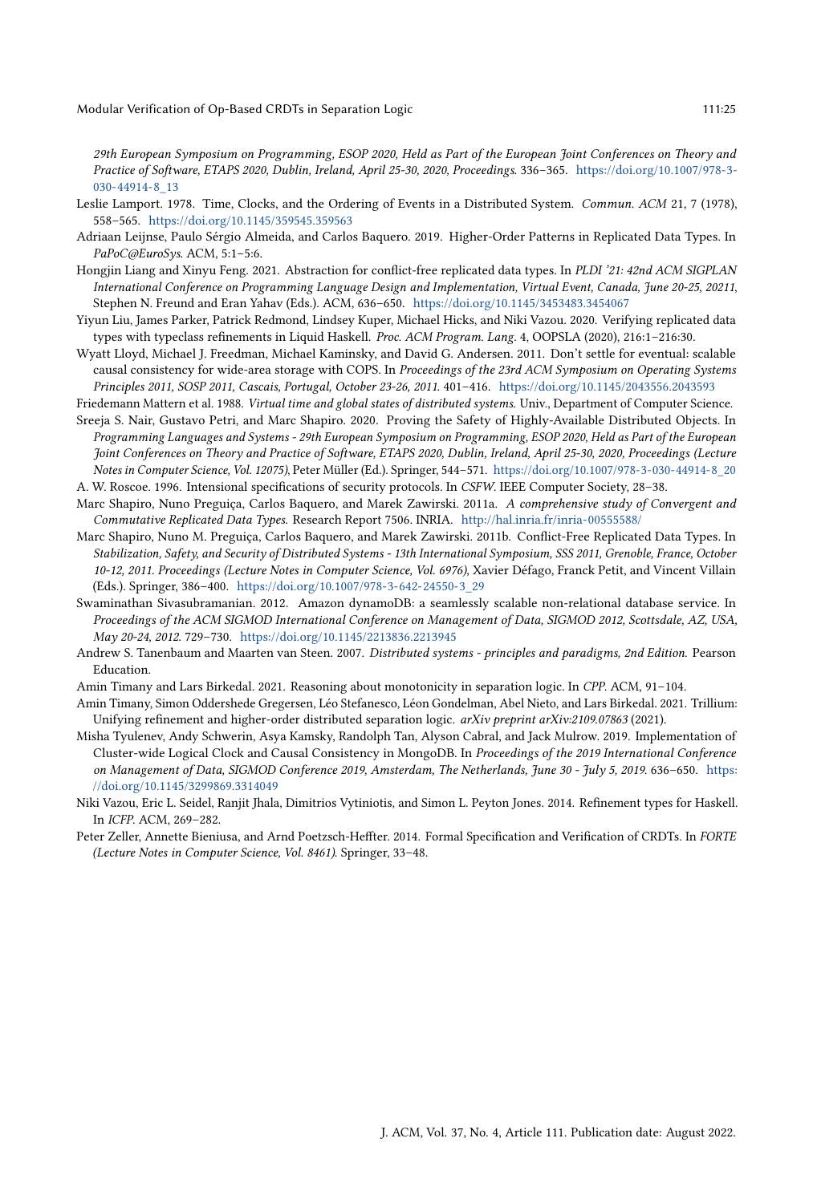29th European Symposium on Programming, ESOP 2020, Held as Part of the European Joint Conferences on Theory and Practice of Software, ETAPS 2020, Dublin, Ireland, April 25-30, 2020, Proceedings*. 336–365. https://doi.org/10.1007/978-3-030-44914-8_13

Leslie Lamport. 1978. Time, Clocks, and the Ordering of Events in a Distributed System. *Commun. ACM* 21, 7 (1978), 558–565. https://doi.org/10.1145/359545.359563

Adriaan Leijnse, Paulo Sérgio Almeida, and Carlos Baquero. 2019. Higher-Order Patterns in Replicated Data Types. In *PaPoC@EuroSys*. ACM, 5:1–5:6.

Hongjin Liang and Xinyu Feng. 2021. Abstraction for conflict-free replicated data types. In *PLDI '21: 42nd ACM SIGPLAN International Conference on Programming Language Design and Implementation, Virtual Event, Canada, June 20-25, 20211*, Stephen N. Freund and Eran Yahav (Eds.). ACM, 636–650. https://doi.org/10.1145/3453483.3454067

Yiyun Liu, James Parker, Patrick Redmond, Lindsey Kuper, Michael Hicks, and Niki Vazou. 2020. Verifying replicated data types with typeclass refinements in Liquid Haskell. *Proc. ACM Program. Lang.* 4, OOPSLA (2020), 216:1–216:30.

Wyatt Lloyd, Michael J. Freedman, Michael Kaminsky, and David G. Andersen. 2011. Don't settle for eventual: scalable causal consistency for wide-area storage with COPS. In *Proceedings of the 23rd ACM Symposium on Operating Systems Principles 2011, SOSP 2011, Cascais, Portugal, October 23-26, 2011*. 401–416. https://doi.org/10.1145/2043556.2043593

Friedemann Mattern et al. 1988. *Virtual time and global states of distributed systems*. Univ., Department of Computer Science.

Sreeja S. Nair, Gustavo Petri, and Marc Shapiro. 2020. Proving the Safety of Highly-Available Distributed Objects. In *Programming Languages and Systems - 29th European Symposium on Programming, ESOP 2020, Held as Part of the European Joint Conferences on Theory and Practice of Software, ETAPS 2020, Dublin, Ireland, April 25-30, 2020, Proceedings (Lecture Notes in Computer Science, Vol. 12075)*, Peter Müller (Ed.). Springer, 544–571. https://doi.org/10.1007/978-3-030-44914-8_20

A. W. Roscoe. 1996. Intensional specifications of security protocols. In *CSFW*. IEEE Computer Society, 28–38.

Marc Shapiro, Nuno Preguiça, Carlos Baquero, and Marek Zawirski. 2011a. *A comprehensive study of Convergent and Commutative Replicated Data Types*. Research Report 7506. INRIA. http://hal.inria.fr/inria-00555588/

Marc Shapiro, Nuno M. Preguiça, Carlos Baquero, and Marek Zawirski. 2011b. Conflict-Free Replicated Data Types. In *Stabilization, Safety, and Security of Distributed Systems - 13th International Symposium, SSS 2011, Grenoble, France, October 10-12, 2011. Proceedings (Lecture Notes in Computer Science, Vol. 6976)*, Xavier Défago, Franck Petit, and Vincent Villain (Eds.). Springer, 386–400. https://doi.org/10.1007/978-3-642-24550-3_29

Swaminathan Sivasubramanian. 2012. Amazon dynamoDB: a seamlessly scalable non-relational database service. In *Proceedings of the ACM SIGMOD International Conference on Management of Data, SIGMOD 2012, Scottsdale, AZ, USA, May 20-24, 2012*. 729–730. https://doi.org/10.1145/2213836.2213945

Andrew S. Tanenbaum and Maarten van Steen. 2007. *Distributed systems - principles and paradigms, 2nd Edition*. Pearson Education.

Amin Timany and Lars Birkedal. 2021. Reasoning about monotonicity in separation logic. In *CPP*. ACM, 91–104.

Amin Timany, Simon Oddershede Gregersen, Léo Stefanesco, Léon Gondelman, Abel Nieto, and Lars Birkedal. 2021. Trillium: Unifying refinement and higher-order distributed separation logic. *arXiv preprint arXiv:2109.07863* (2021).

Misha Tyulenev, Andy Schwerin, Asya Kamsky, Randolph Tan, Alyson Cabral, and Jack Mulrow. 2019. Implementation of Cluster-wide Logical Clock and Causal Consistency in MongoDB. In *Proceedings of the 2019 International Conference on Management of Data, SIGMOD Conference 2019, Amsterdam, The Netherlands, June 30 - July 5, 2019*. 636–650. https://doi.org/10.1145/3299869.3314049

Niki Vazou, Eric L. Seidel, Ranjit Jhala, Dimitrios Vytiniotis, and Simon L. Peyton Jones. 2014. Refinement types for Haskell. In *ICFP*. ACM, 269–282.

Peter Zeller, Annette Bieniusa, and Arnd Poetzsch-Heffter. 2014. Formal Specification and Verification of CRDTs. In *FORTE (Lecture Notes in Computer Science, Vol. 8461)*. Springer, 33–48.